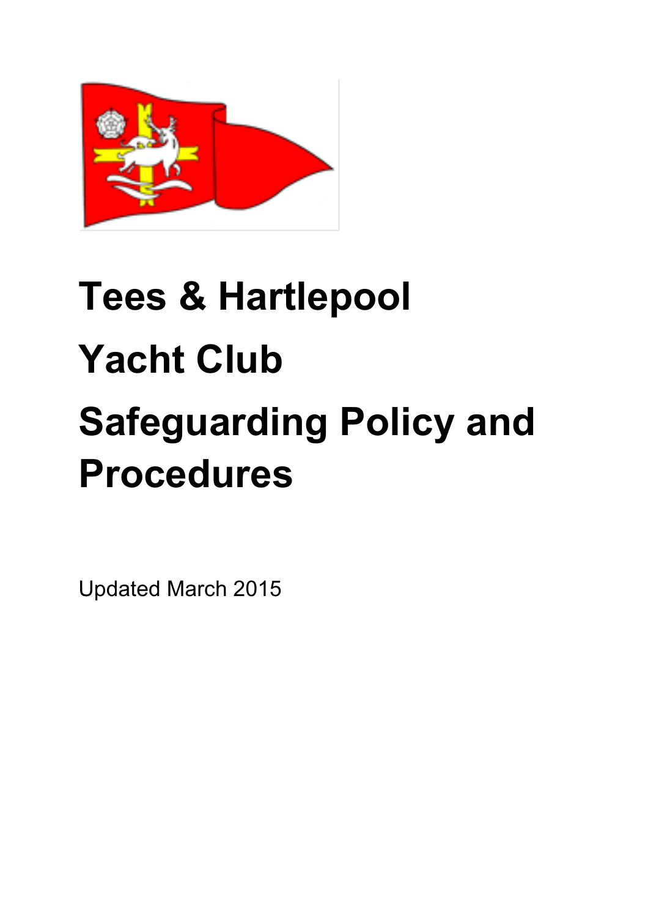# Tees & Hartlepool Yacht Club Safeguarding Policy and Procedures

Updated March 2015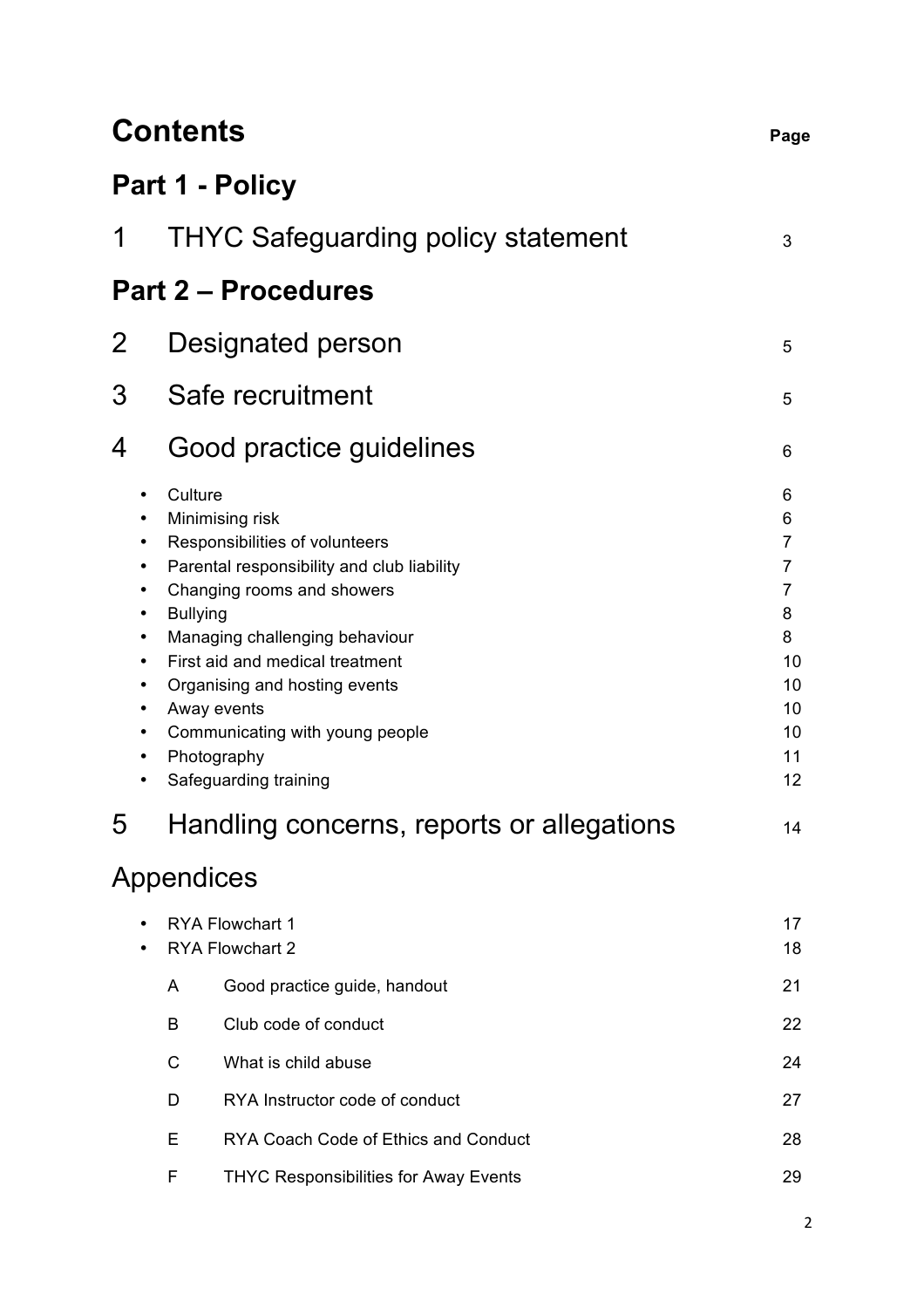# Contents

Page

## Part 1 - Policy

| | | Page |
|---|---|---|
| 1 | THYC Safeguarding policy statement | 3 |

## Part 2 – Procedures

| | | Page |
|---|---|---|
| 2 | Designated person | 5 |
| 3 | Safe recruitment | 5 |
| 4 | Good practice guidelines | 6 |

- Culture 6
- Minimising risk 6
- Responsibilities of volunteers 7
- Parental responsibility and club liability 7
- Changing rooms and showers 7
- Bullying 8
- Managing challenging behaviour 8
- First aid and medical treatment 10
- Organising and hosting events 10
- Away events 10
- Communicating with young people 10
- Photography 11
- Safeguarding training 12

| | | Page |
|---|---|---|
| 5 | Handling concerns, reports or allegations | 14 |

## Appendices

- RYA Flowchart 1 17
- RYA Flowchart 2 18

| | | Page |
|---|---|---|
| A | Good practice guide, handout | 21 |
| B | Club code of conduct | 22 |
| C | What is child abuse | 24 |
| D | RYA Instructor code of conduct | 27 |
| E | RYA Coach Code of Ethics and Conduct | 28 |
| F | THYC Responsibilities for Away Events | 29 |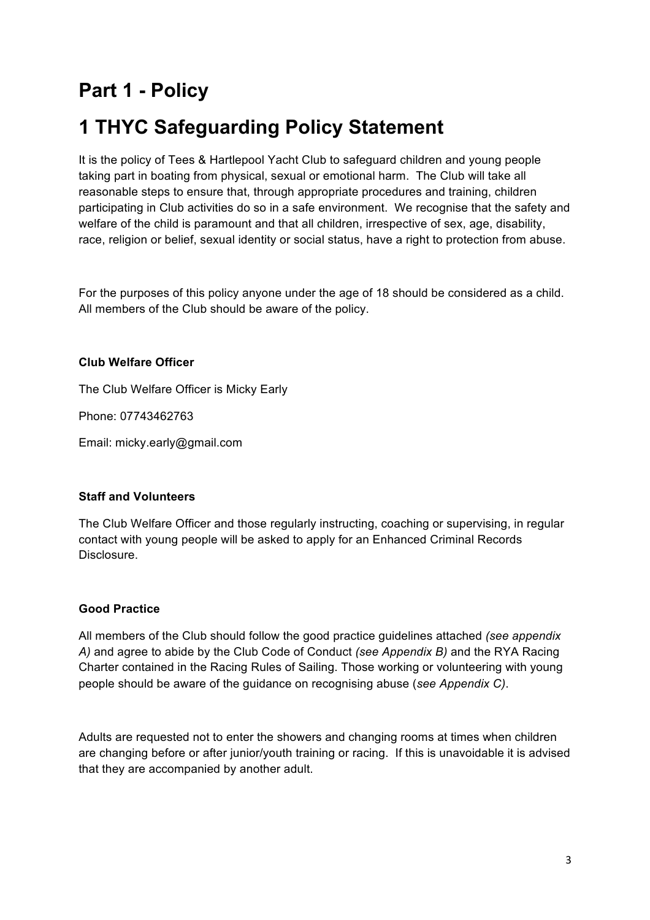# Part 1 - Policy

# 1 THYC Safeguarding Policy Statement

It is the policy of Tees & Hartlepool Yacht Club to safeguard children and young people taking part in boating from physical, sexual or emotional harm. The Club will take all reasonable steps to ensure that, through appropriate procedures and training, children participating in Club activities do so in a safe environment. We recognise that the safety and welfare of the child is paramount and that all children, irrespective of sex, age, disability, race, religion or belief, sexual identity or social status, have a right to protection from abuse.

For the purposes of this policy anyone under the age of 18 should be considered as a child. All members of the Club should be aware of the policy.

**Club Welfare Officer**

The Club Welfare Officer is Micky Early

Phone: 07743462763

Email: micky.early@gmail.com

**Staff and Volunteers**

The Club Welfare Officer and those regularly instructing, coaching or supervising, in regular contact with young people will be asked to apply for an Enhanced Criminal Records Disclosure.

**Good Practice**

All members of the Club should follow the good practice guidelines attached *(see appendix A)* and agree to abide by the Club Code of Conduct *(see Appendix B)* and the RYA Racing Charter contained in the Racing Rules of Sailing. Those working or volunteering with young people should be aware of the guidance on recognising abuse (*see Appendix C)*.

Adults are requested not to enter the showers and changing rooms at times when children are changing before or after junior/youth training or racing. If this is unavoidable it is advised that they are accompanied by another adult.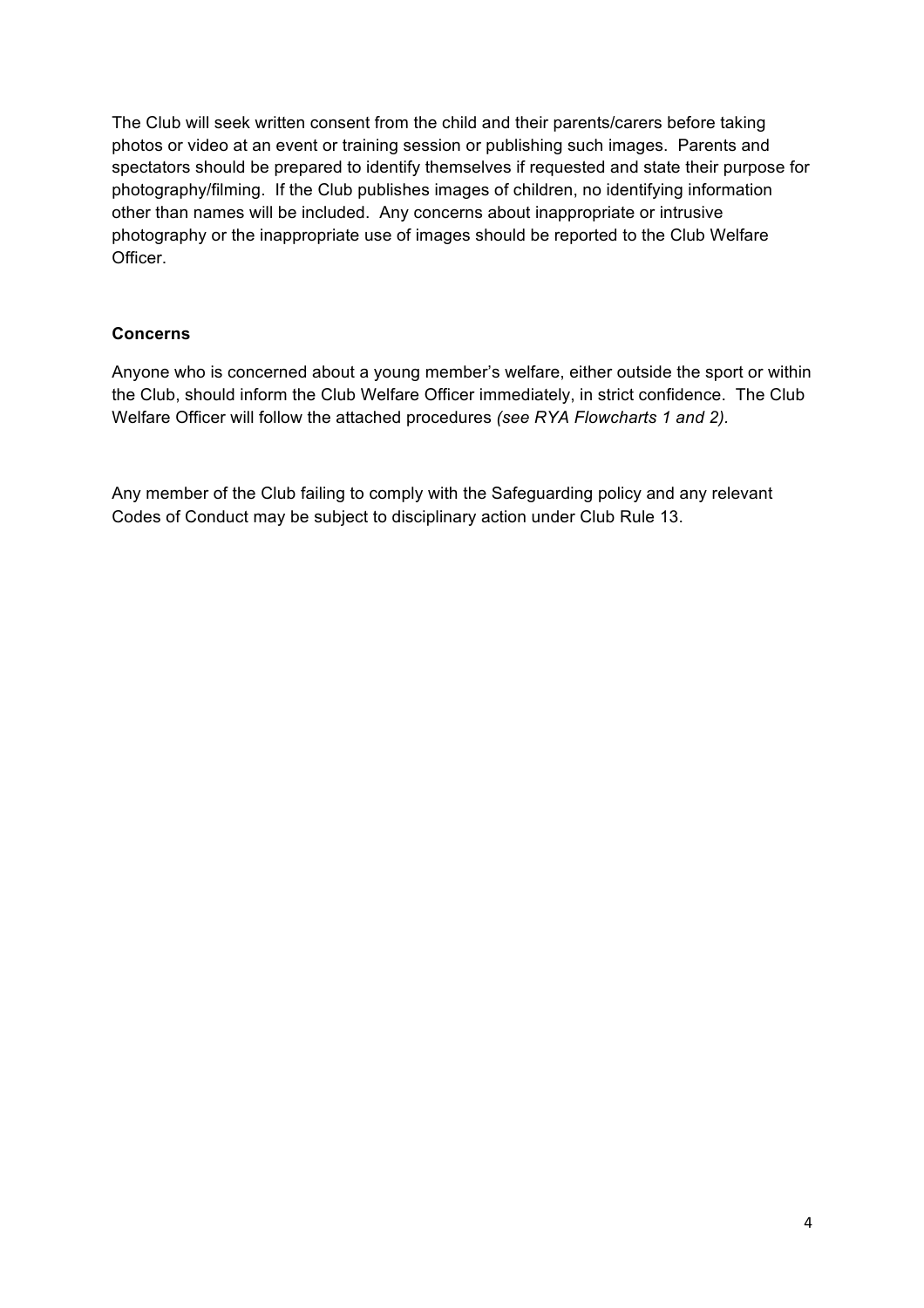The Club will seek written consent from the child and their parents/carers before taking photos or video at an event or training session or publishing such images. Parents and spectators should be prepared to identify themselves if requested and state their purpose for photography/filming. If the Club publishes images of children, no identifying information other than names will be included. Any concerns about inappropriate or intrusive photography or the inappropriate use of images should be reported to the Club Welfare Officer.

**Concerns**

Anyone who is concerned about a young member's welfare, either outside the sport or within the Club, should inform the Club Welfare Officer immediately, in strict confidence. The Club Welfare Officer will follow the attached procedures *(see RYA Flowcharts 1 and 2)*.

Any member of the Club failing to comply with the Safeguarding policy and any relevant Codes of Conduct may be subject to disciplinary action under Club Rule 13.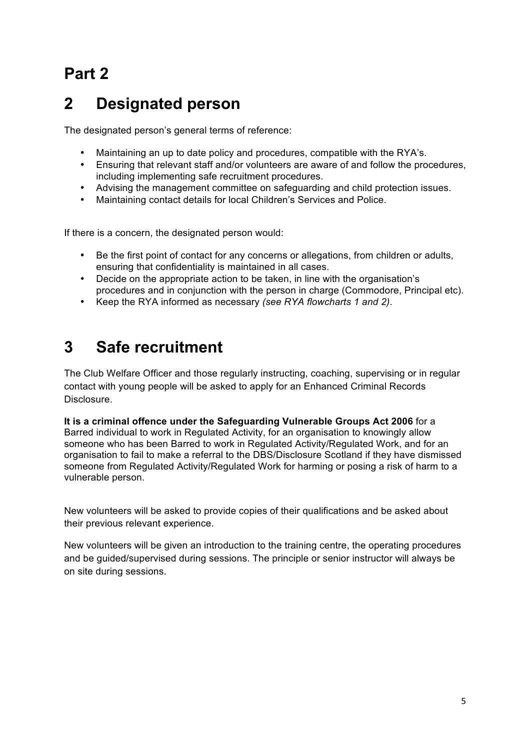# Part 2

## 2 Designated person

The designated person's general terms of reference:

- Maintaining an up to date policy and procedures, compatible with the RYA's.
- Ensuring that relevant staff and/or volunteers are aware of and follow the procedures, including implementing safe recruitment procedures.
- Advising the management committee on safeguarding and child protection issues.
- Maintaining contact details for local Children's Services and Police.

If there is a concern, the designated person would:

- Be the first point of contact for any concerns or allegations, from children or adults, ensuring that confidentiality is maintained in all cases.
- Decide on the appropriate action to be taken, in line with the organisation's procedures and in conjunction with the person in charge (Commodore, Principal etc).
- Keep the RYA informed as necessary *(see RYA flowcharts 1 and 2)*.

## 3 Safe recruitment

The Club Welfare Officer and those regularly instructing, coaching, supervising or in regular contact with young people will be asked to apply for an Enhanced Criminal Records Disclosure.

**It is a criminal offence under the Safeguarding Vulnerable Groups Act 2006** for a Barred individual to work in Regulated Activity, for an organisation to knowingly allow someone who has been Barred to work in Regulated Activity/Regulated Work, and for an organisation to fail to make a referral to the DBS/Disclosure Scotland if they have dismissed someone from Regulated Activity/Regulated Work for harming or posing a risk of harm to a vulnerable person.

New volunteers will be asked to provide copies of their qualifications and be asked about their previous relevant experience.

New volunteers will be given an introduction to the training centre, the operating procedures and be guided/supervised during sessions. The principle or senior instructor will always be on site during sessions.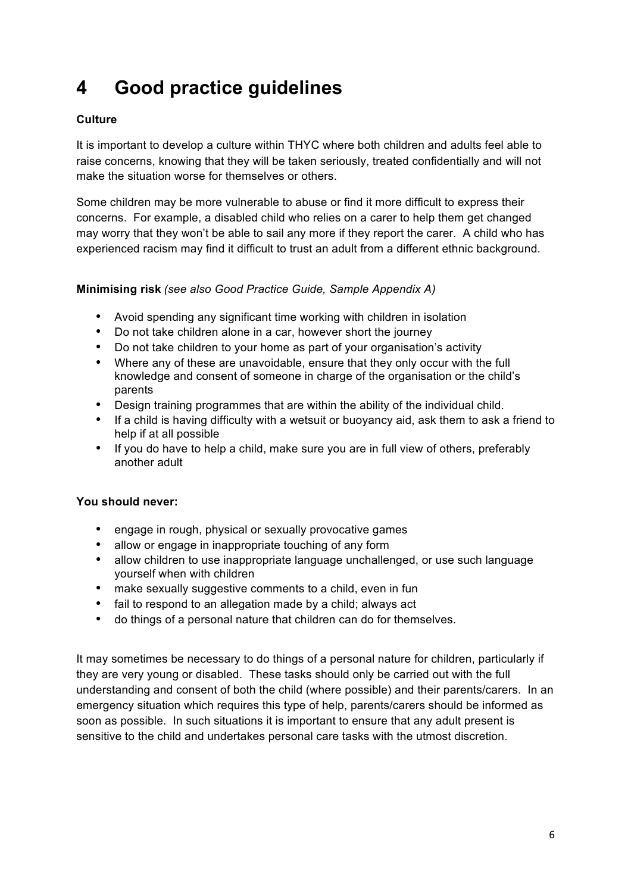# 4 Good practice guidelines

**Culture**

It is important to develop a culture within THYC where both children and adults feel able to raise concerns, knowing that they will be taken seriously, treated confidentially and will not make the situation worse for themselves or others.

Some children may be more vulnerable to abuse or find it more difficult to express their concerns. For example, a disabled child who relies on a carer to help them get changed may worry that they won't be able to sail any more if they report the carer. A child who has experienced racism may find it difficult to trust an adult from a different ethnic background.

**Minimising risk** *(see also Good Practice Guide, Sample Appendix A)*

- Avoid spending any significant time working with children in isolation
- Do not take children alone in a car, however short the journey
- Do not take children to your home as part of your organisation's activity
- Where any of these are unavoidable, ensure that they only occur with the full knowledge and consent of someone in charge of the organisation or the child's parents
- Design training programmes that are within the ability of the individual child.
- If a child is having difficulty with a wetsuit or buoyancy aid, ask them to ask a friend to help if at all possible
- If you do have to help a child, make sure you are in full view of others, preferably another adult

**You should never:**

- engage in rough, physical or sexually provocative games
- allow or engage in inappropriate touching of any form
- allow children to use inappropriate language unchallenged, or use such language yourself when with children
- make sexually suggestive comments to a child, even in fun
- fail to respond to an allegation made by a child; always act
- do things of a personal nature that children can do for themselves.

It may sometimes be necessary to do things of a personal nature for children, particularly if they are very young or disabled. These tasks should only be carried out with the full understanding and consent of both the child (where possible) and their parents/carers. In an emergency situation which requires this type of help, parents/carers should be informed as soon as possible. In such situations it is important to ensure that any adult present is sensitive to the child and undertakes personal care tasks with the utmost discretion.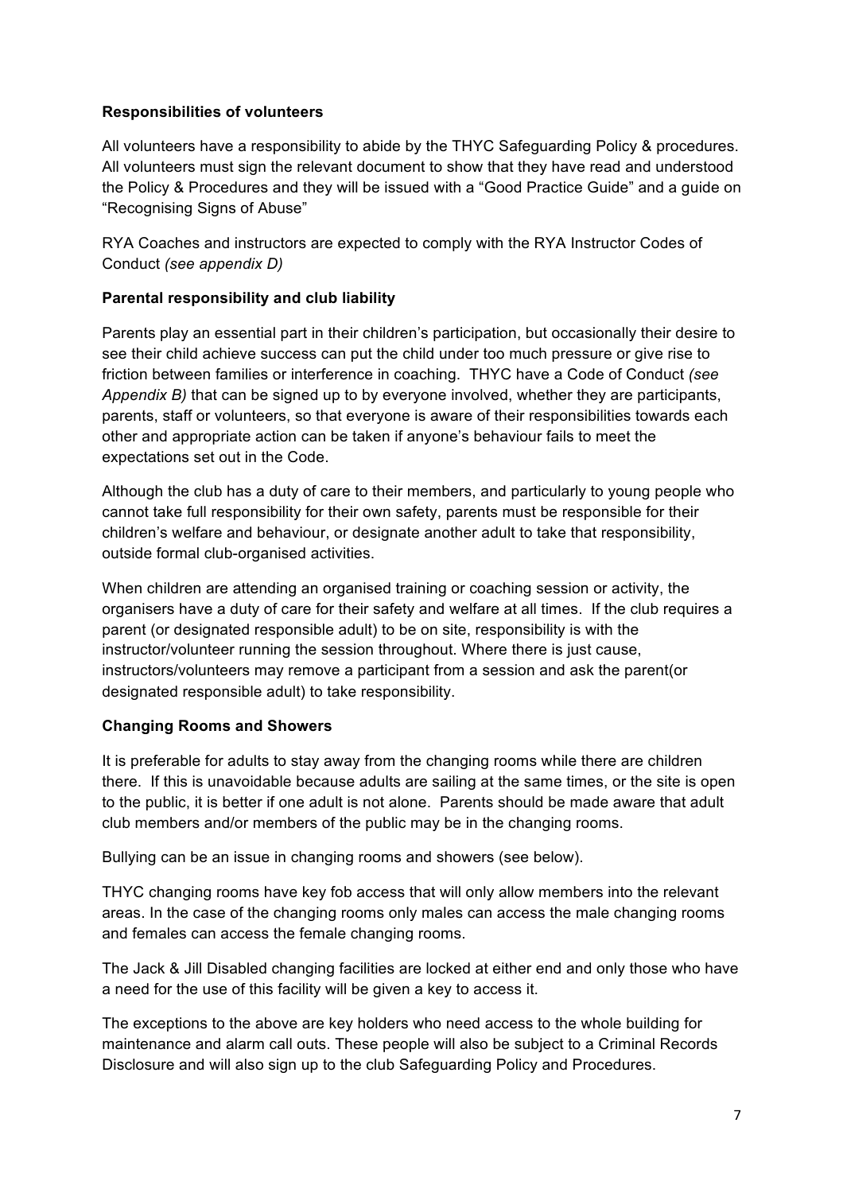**Responsibilities of volunteers**

All volunteers have a responsibility to abide by the THYC Safeguarding Policy & procedures. All volunteers must sign the relevant document to show that they have read and understood the Policy & Procedures and they will be issued with a "Good Practice Guide" and a guide on "Recognising Signs of Abuse"

RYA Coaches and instructors are expected to comply with the RYA Instructor Codes of Conduct *(see appendix D)*

**Parental responsibility and club liability**

Parents play an essential part in their children's participation, but occasionally their desire to see their child achieve success can put the child under too much pressure or give rise to friction between families or interference in coaching. THYC have a Code of Conduct *(see Appendix B)* that can be signed up to by everyone involved, whether they are participants, parents, staff or volunteers, so that everyone is aware of their responsibilities towards each other and appropriate action can be taken if anyone's behaviour fails to meet the expectations set out in the Code.

Although the club has a duty of care to their members, and particularly to young people who cannot take full responsibility for their own safety, parents must be responsible for their children's welfare and behaviour, or designate another adult to take that responsibility, outside formal club-organised activities.

When children are attending an organised training or coaching session or activity, the organisers have a duty of care for their safety and welfare at all times. If the club requires a parent (or designated responsible adult) to be on site, responsibility is with the instructor/volunteer running the session throughout. Where there is just cause, instructors/volunteers may remove a participant from a session and ask the parent(or designated responsible adult) to take responsibility.

**Changing Rooms and Showers**

It is preferable for adults to stay away from the changing rooms while there are children there. If this is unavoidable because adults are sailing at the same times, or the site is open to the public, it is better if one adult is not alone. Parents should be made aware that adult club members and/or members of the public may be in the changing rooms.

Bullying can be an issue in changing rooms and showers (see below).

THYC changing rooms have key fob access that will only allow members into the relevant areas. In the case of the changing rooms only males can access the male changing rooms and females can access the female changing rooms.

The Jack & Jill Disabled changing facilities are locked at either end and only those who have a need for the use of this facility will be given a key to access it.

The exceptions to the above are key holders who need access to the whole building for maintenance and alarm call outs. These people will also be subject to a Criminal Records Disclosure and will also sign up to the club Safeguarding Policy and Procedures.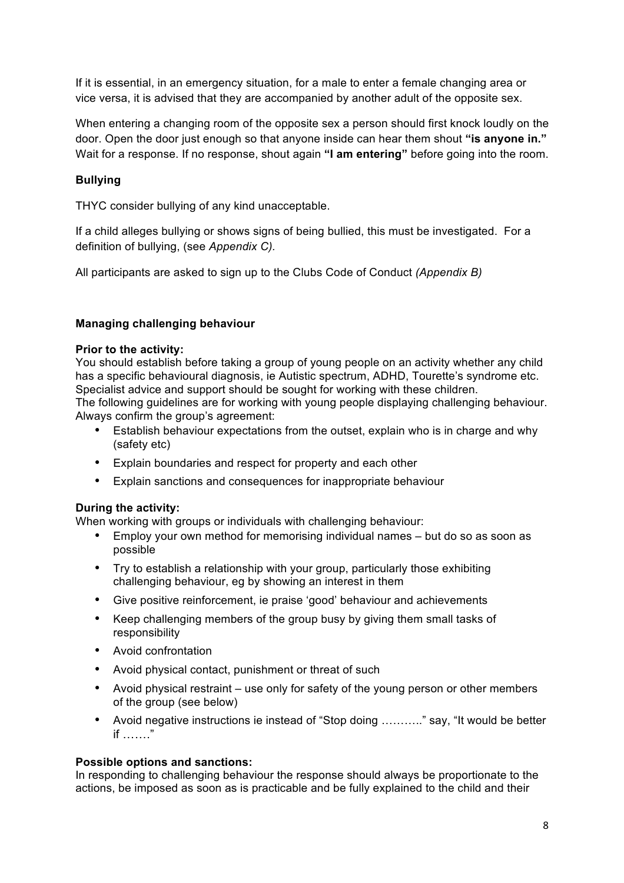If it is essential, in an emergency situation, for a male to enter a female changing area or vice versa, it is advised that they are accompanied by another adult of the opposite sex.

When entering a changing room of the opposite sex a person should first knock loudly on the door. Open the door just enough so that anyone inside can hear them shout **"is anyone in."** Wait for a response. If no response, shout again **"I am entering"** before going into the room.

**Bullying**

THYC consider bullying of any kind unacceptable.

If a child alleges bullying or shows signs of being bullied, this must be investigated. For a definition of bullying, (see *Appendix C).*

All participants are asked to sign up to the Clubs Code of Conduct *(Appendix B)*

**Managing challenging behaviour**

**Prior to the activity:**
You should establish before taking a group of young people on an activity whether any child has a specific behavioural diagnosis, ie Autistic spectrum, ADHD, Tourette's syndrome etc. Specialist advice and support should be sought for working with these children.
The following guidelines are for working with young people displaying challenging behaviour. Always confirm the group's agreement:

- Establish behaviour expectations from the outset, explain who is in charge and why (safety etc)
- Explain boundaries and respect for property and each other
- Explain sanctions and consequences for inappropriate behaviour

**During the activity:**
When working with groups or individuals with challenging behaviour:

- Employ your own method for memorising individual names – but do so as soon as possible
- Try to establish a relationship with your group, particularly those exhibiting challenging behaviour, eg by showing an interest in them
- Give positive reinforcement, ie praise 'good' behaviour and achievements
- Keep challenging members of the group busy by giving them small tasks of responsibility
- Avoid confrontation
- Avoid physical contact, punishment or threat of such
- Avoid physical restraint – use only for safety of the young person or other members of the group (see below)
- Avoid negative instructions ie instead of "Stop doing ……….." say, "It would be better if ……."

**Possible options and sanctions:**
In responding to challenging behaviour the response should always be proportionate to the actions, be imposed as soon as is practicable and be fully explained to the child and their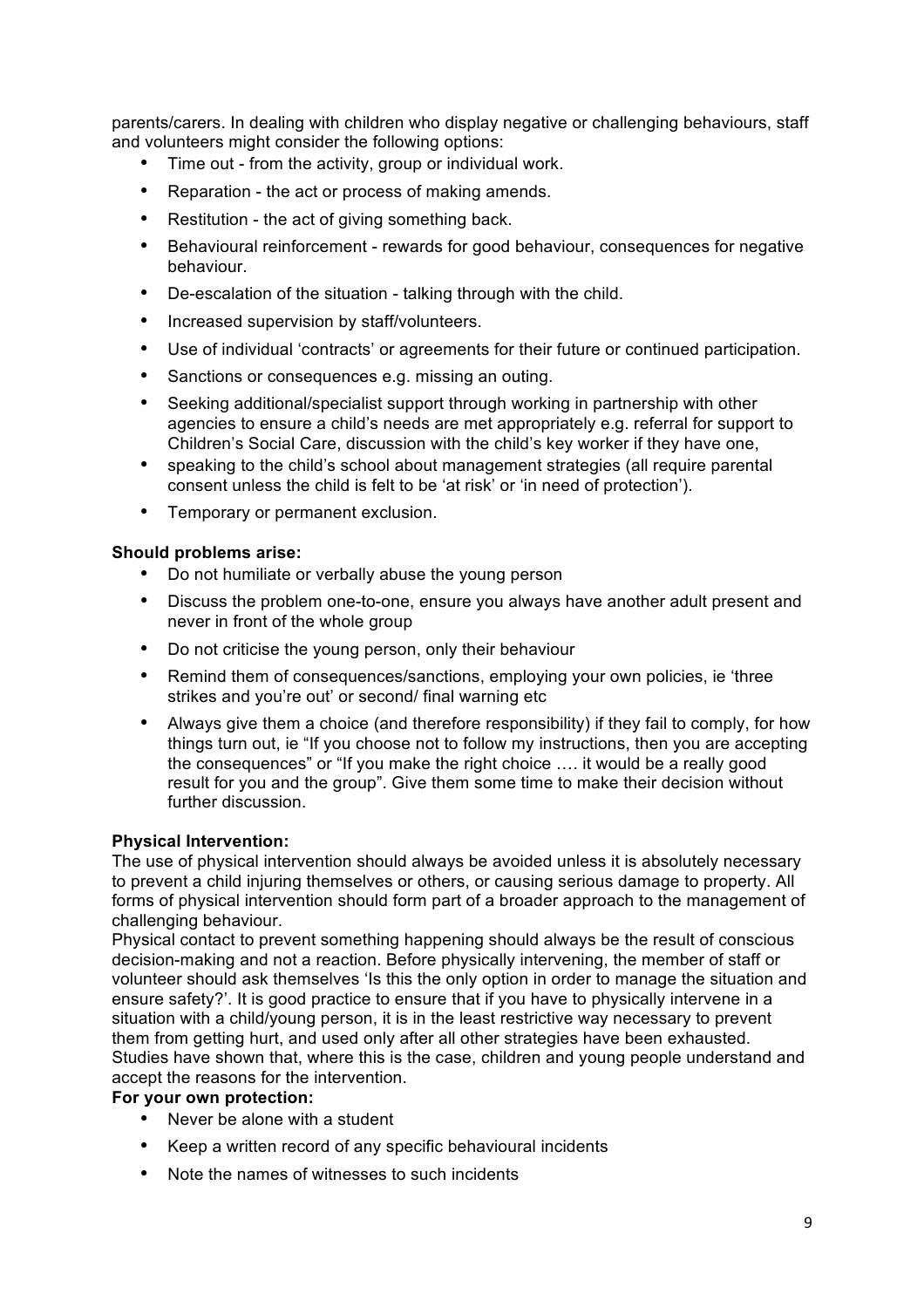parents/carers. In dealing with children who display negative or challenging behaviours, staff and volunteers might consider the following options:

- Time out - from the activity, group or individual work.
- Reparation - the act or process of making amends.
- Restitution - the act of giving something back.
- Behavioural reinforcement - rewards for good behaviour, consequences for negative behaviour.
- De-escalation of the situation - talking through with the child.
- Increased supervision by staff/volunteers.
- Use of individual 'contracts' or agreements for their future or continued participation.
- Sanctions or consequences e.g. missing an outing.
- Seeking additional/specialist support through working in partnership with other agencies to ensure a child's needs are met appropriately e.g. referral for support to Children's Social Care, discussion with the child's key worker if they have one,
- speaking to the child's school about management strategies (all require parental consent unless the child is felt to be 'at risk' or 'in need of protection').
- Temporary or permanent exclusion.

**Should problems arise:**

- Do not humiliate or verbally abuse the young person
- Discuss the problem one-to-one, ensure you always have another adult present and never in front of the whole group
- Do not criticise the young person, only their behaviour
- Remind them of consequences/sanctions, employing your own policies, ie 'three strikes and you're out' or second/ final warning etc
- Always give them a choice (and therefore responsibility) if they fail to comply, for how things turn out, ie "If you choose not to follow my instructions, then you are accepting the consequences" or "If you make the right choice …. it would be a really good result for you and the group". Give them some time to make their decision without further discussion.

**Physical Intervention:**

The use of physical intervention should always be avoided unless it is absolutely necessary to prevent a child injuring themselves or others, or causing serious damage to property. All forms of physical intervention should form part of a broader approach to the management of challenging behaviour.

Physical contact to prevent something happening should always be the result of conscious decision-making and not a reaction. Before physically intervening, the member of staff or volunteer should ask themselves 'Is this the only option in order to manage the situation and ensure safety?'. It is good practice to ensure that if you have to physically intervene in a situation with a child/young person, it is in the least restrictive way necessary to prevent them from getting hurt, and used only after all other strategies have been exhausted. Studies have shown that, where this is the case, children and young people understand and accept the reasons for the intervention.

**For your own protection:**

- Never be alone with a student
- Keep a written record of any specific behavioural incidents
- Note the names of witnesses to such incidents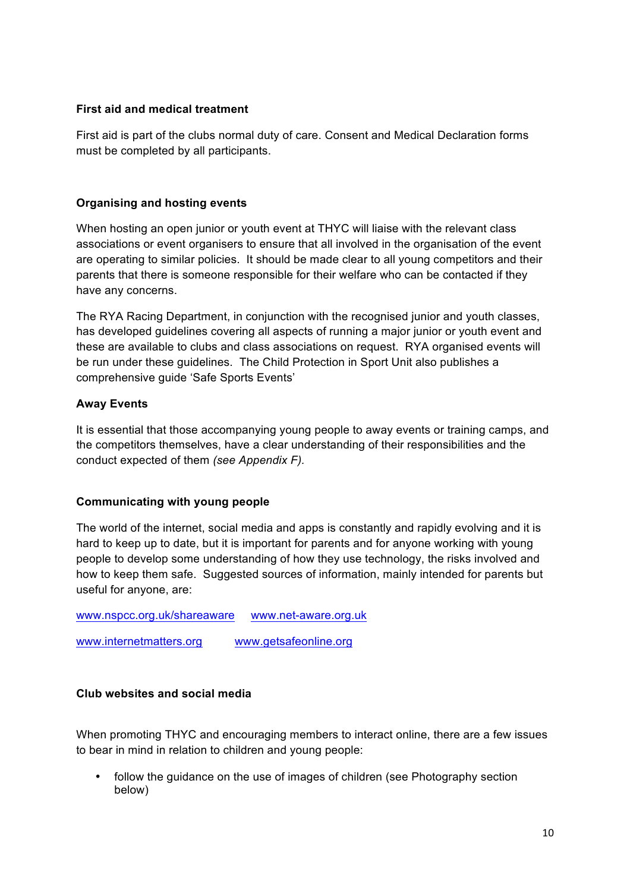**First aid and medical treatment**

First aid is part of the clubs normal duty of care. Consent and Medical Declaration forms must be completed by all participants.

**Organising and hosting events**

When hosting an open junior or youth event at THYC will liaise with the relevant class associations or event organisers to ensure that all involved in the organisation of the event are operating to similar policies. It should be made clear to all young competitors and their parents that there is someone responsible for their welfare who can be contacted if they have any concerns.

The RYA Racing Department, in conjunction with the recognised junior and youth classes, has developed guidelines covering all aspects of running a major junior or youth event and these are available to clubs and class associations on request. RYA organised events will be run under these guidelines. The Child Protection in Sport Unit also publishes a comprehensive guide 'Safe Sports Events'

**Away Events**

It is essential that those accompanying young people to away events or training camps, and the competitors themselves, have a clear understanding of their responsibilities and the conduct expected of them *(see Appendix F).*

**Communicating with young people**

The world of the internet, social media and apps is constantly and rapidly evolving and it is hard to keep up to date, but it is important for parents and for anyone working with young people to develop some understanding of how they use technology, the risks involved and how to keep them safe. Suggested sources of information, mainly intended for parents but useful for anyone, are:

www.nspcc.org.uk/shareaware www.net-aware.org.uk

www.internetmatters.org www.getsafeonline.org

**Club websites and social media**

When promoting THYC and encouraging members to interact online, there are a few issues to bear in mind in relation to children and young people:

- follow the guidance on the use of images of children (see Photography section below)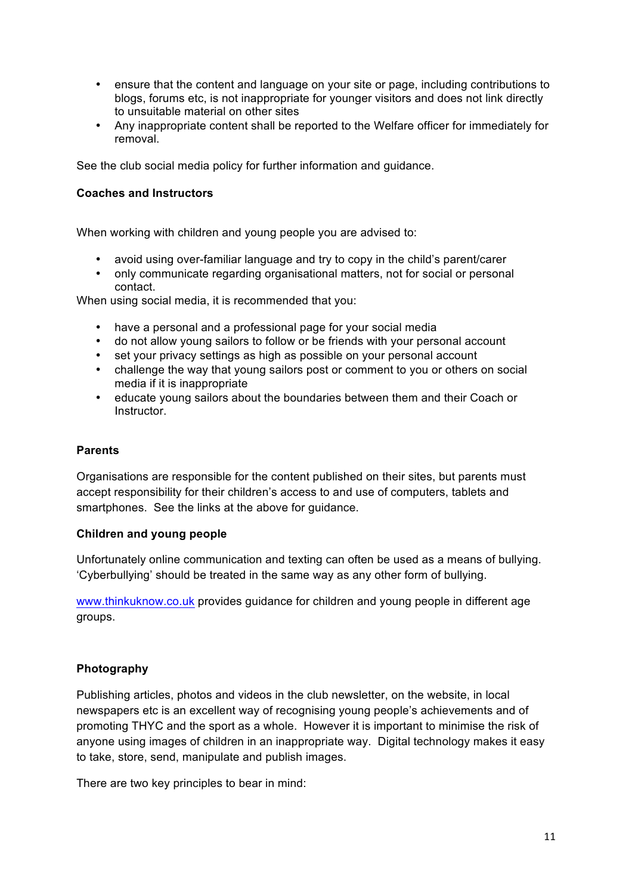- ensure that the content and language on your site or page, including contributions to blogs, forums etc, is not inappropriate for younger visitors and does not link directly to unsuitable material on other sites
- Any inappropriate content shall be reported to the Welfare officer for immediately for removal.

See the club social media policy for further information and guidance.

**Coaches and Instructors**

When working with children and young people you are advised to:

- avoid using over-familiar language and try to copy in the child's parent/carer
- only communicate regarding organisational matters, not for social or personal contact.

When using social media, it is recommended that you:

- have a personal and a professional page for your social media
- do not allow young sailors to follow or be friends with your personal account
- set your privacy settings as high as possible on your personal account
- challenge the way that young sailors post or comment to you or others on social media if it is inappropriate
- educate young sailors about the boundaries between them and their Coach or Instructor.

**Parents**

Organisations are responsible for the content published on their sites, but parents must accept responsibility for their children's access to and use of computers, tablets and smartphones. See the links at the above for guidance.

**Children and young people**

Unfortunately online communication and texting can often be used as a means of bullying. 'Cyberbullying' should be treated in the same way as any other form of bullying.

www.thinkuknow.co.uk provides guidance for children and young people in different age groups.

**Photography**

Publishing articles, photos and videos in the club newsletter, on the website, in local newspapers etc is an excellent way of recognising young people's achievements and of promoting THYC and the sport as a whole. However it is important to minimise the risk of anyone using images of children in an inappropriate way. Digital technology makes it easy to take, store, send, manipulate and publish images.

There are two key principles to bear in mind: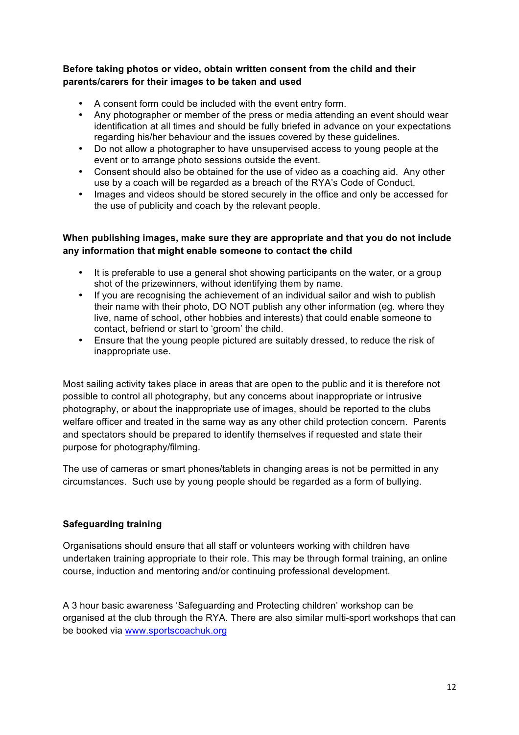**Before taking photos or video, obtain written consent from the child and their parents/carers for their images to be taken and used**

- A consent form could be included with the event entry form.
- Any photographer or member of the press or media attending an event should wear identification at all times and should be fully briefed in advance on your expectations regarding his/her behaviour and the issues covered by these guidelines.
- Do not allow a photographer to have unsupervised access to young people at the event or to arrange photo sessions outside the event.
- Consent should also be obtained for the use of video as a coaching aid. Any other use by a coach will be regarded as a breach of the RYA's Code of Conduct.
- Images and videos should be stored securely in the office and only be accessed for the use of publicity and coach by the relevant people.

**When publishing images, make sure they are appropriate and that you do not include any information that might enable someone to contact the child**

- It is preferable to use a general shot showing participants on the water, or a group shot of the prizewinners, without identifying them by name.
- If you are recognising the achievement of an individual sailor and wish to publish their name with their photo, DO NOT publish any other information (eg. where they live, name of school, other hobbies and interests) that could enable someone to contact, befriend or start to 'groom' the child.
- Ensure that the young people pictured are suitably dressed, to reduce the risk of inappropriate use.

Most sailing activity takes place in areas that are open to the public and it is therefore not possible to control all photography, but any concerns about inappropriate or intrusive photography, or about the inappropriate use of images, should be reported to the clubs welfare officer and treated in the same way as any other child protection concern. Parents and spectators should be prepared to identify themselves if requested and state their purpose for photography/filming.

The use of cameras or smart phones/tablets in changing areas is not be permitted in any circumstances. Such use by young people should be regarded as a form of bullying.

**Safeguarding training**

Organisations should ensure that all staff or volunteers working with children have undertaken training appropriate to their role. This may be through formal training, an online course, induction and mentoring and/or continuing professional development.

A 3 hour basic awareness 'Safeguarding and Protecting children' workshop can be organised at the club through the RYA. There are also similar multi-sport workshops that can be booked via www.sportscoachuk.org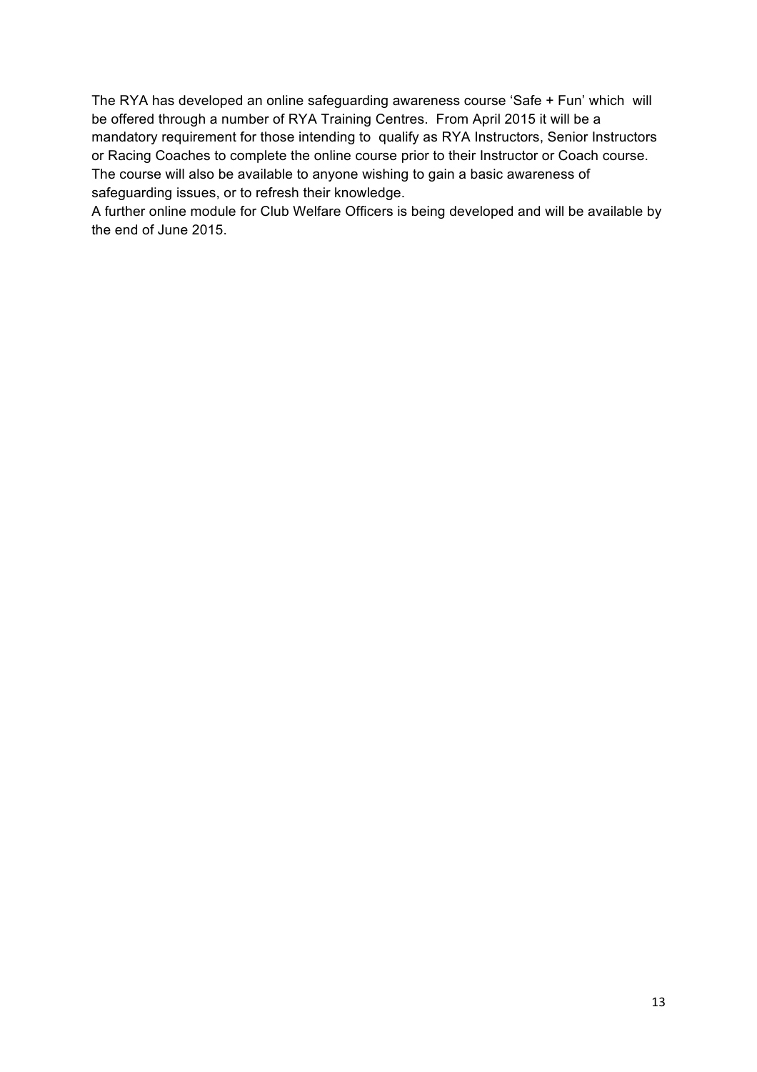The RYA has developed an online safeguarding awareness course 'Safe + Fun' which will be offered through a number of RYA Training Centres. From April 2015 it will be a mandatory requirement for those intending to qualify as RYA Instructors, Senior Instructors or Racing Coaches to complete the online course prior to their Instructor or Coach course. The course will also be available to anyone wishing to gain a basic awareness of safeguarding issues, or to refresh their knowledge.

A further online module for Club Welfare Officers is being developed and will be available by the end of June 2015.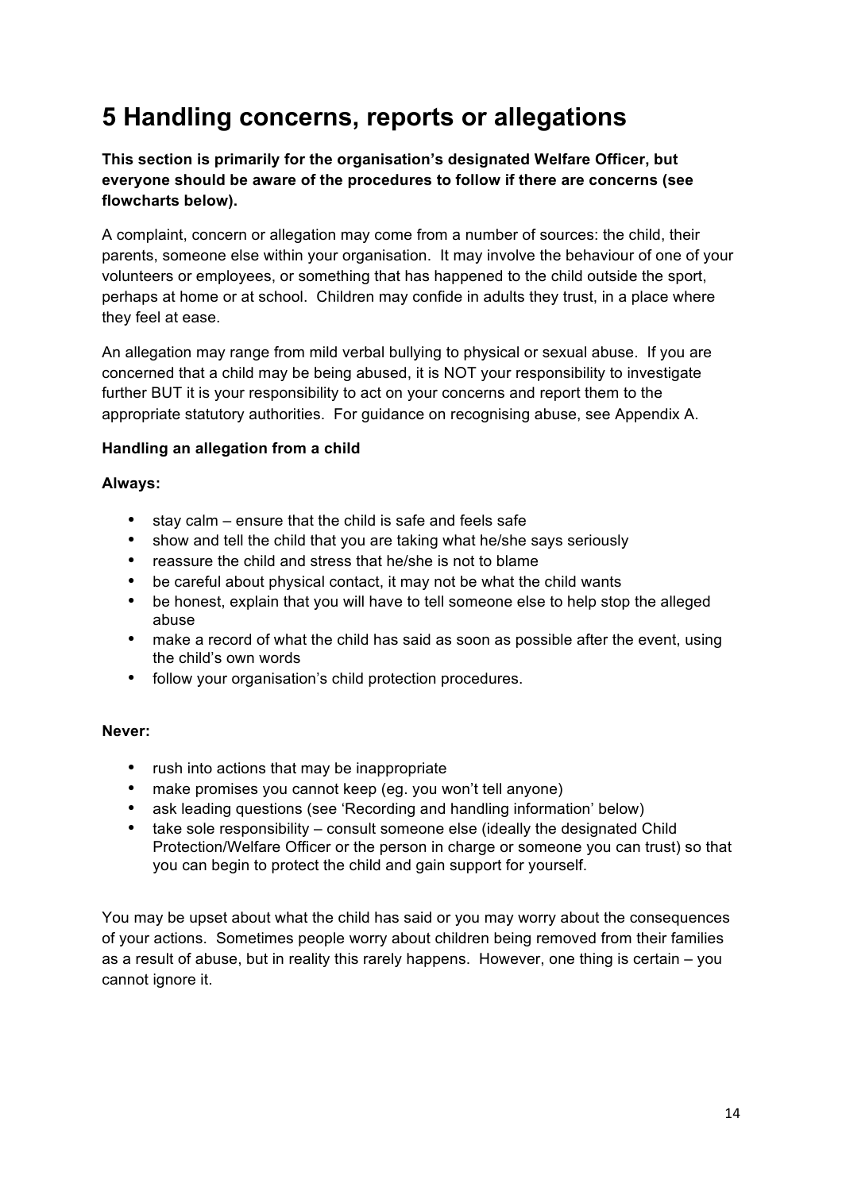# 5 Handling concerns, reports or allegations

**This section is primarily for the organisation's designated Welfare Officer, but everyone should be aware of the procedures to follow if there are concerns (see flowcharts below).**

A complaint, concern or allegation may come from a number of sources: the child, their parents, someone else within your organisation. It may involve the behaviour of one of your volunteers or employees, or something that has happened to the child outside the sport, perhaps at home or at school. Children may confide in adults they trust, in a place where they feel at ease.

An allegation may range from mild verbal bullying to physical or sexual abuse. If you are concerned that a child may be being abused, it is NOT your responsibility to investigate further BUT it is your responsibility to act on your concerns and report them to the appropriate statutory authorities. For guidance on recognising abuse, see Appendix A.

**Handling an allegation from a child**

**Always:**

- stay calm – ensure that the child is safe and feels safe
- show and tell the child that you are taking what he/she says seriously
- reassure the child and stress that he/she is not to blame
- be careful about physical contact, it may not be what the child wants
- be honest, explain that you will have to tell someone else to help stop the alleged abuse
- make a record of what the child has said as soon as possible after the event, using the child's own words
- follow your organisation's child protection procedures.

**Never:**

- rush into actions that may be inappropriate
- make promises you cannot keep (eg. you won't tell anyone)
- ask leading questions (see 'Recording and handling information' below)
- take sole responsibility – consult someone else (ideally the designated Child Protection/Welfare Officer or the person in charge or someone you can trust) so that you can begin to protect the child and gain support for yourself.

You may be upset about what the child has said or you may worry about the consequences of your actions. Sometimes people worry about children being removed from their families as a result of abuse, but in reality this rarely happens. However, one thing is certain – you cannot ignore it.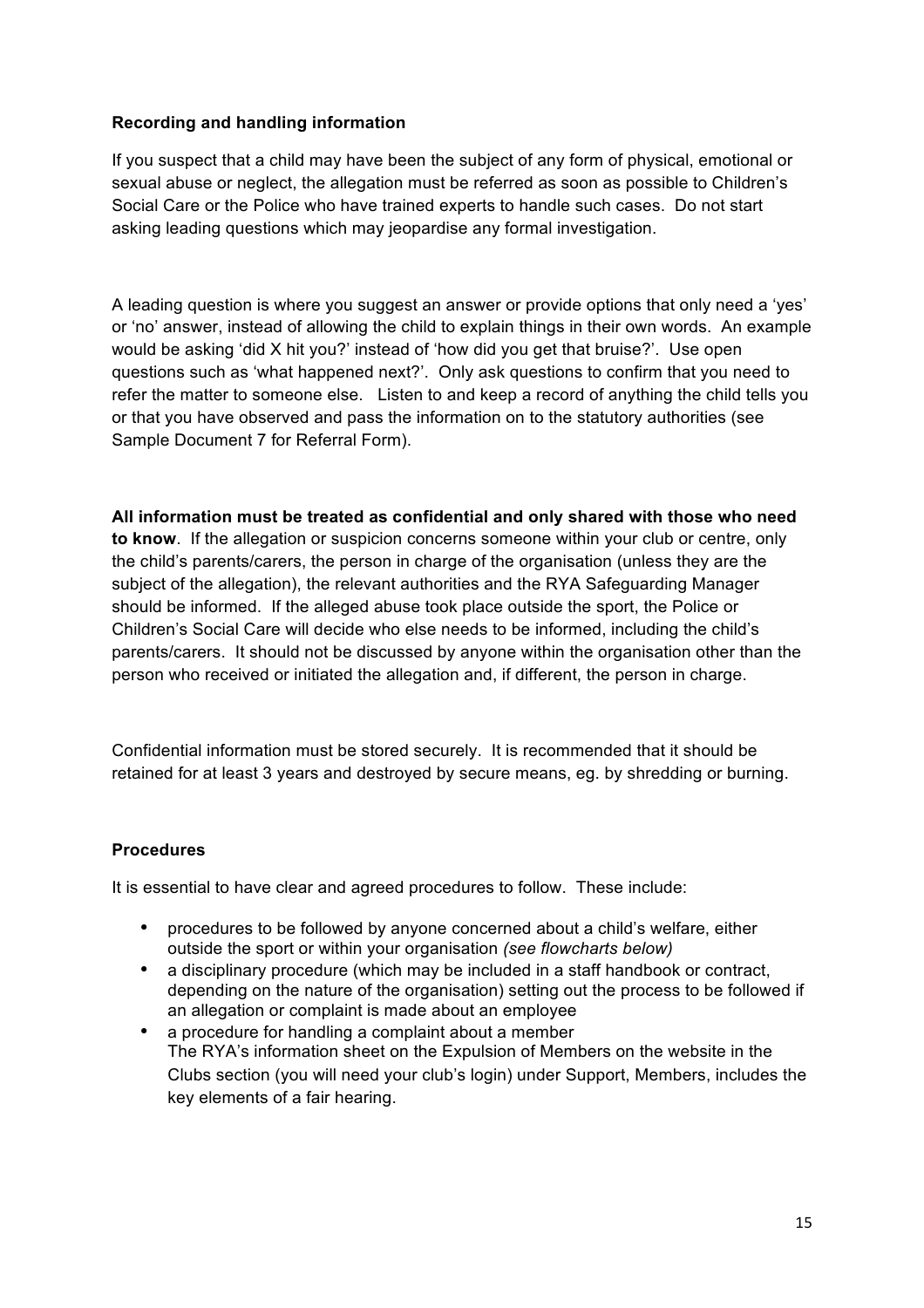**Recording and handling information**

If you suspect that a child may have been the subject of any form of physical, emotional or sexual abuse or neglect, the allegation must be referred as soon as possible to Children's Social Care or the Police who have trained experts to handle such cases. Do not start asking leading questions which may jeopardise any formal investigation.

A leading question is where you suggest an answer or provide options that only need a 'yes' or 'no' answer, instead of allowing the child to explain things in their own words. An example would be asking 'did X hit you?' instead of 'how did you get that bruise?'. Use open questions such as 'what happened next?'. Only ask questions to confirm that you need to refer the matter to someone else. Listen to and keep a record of anything the child tells you or that you have observed and pass the information on to the statutory authorities (see Sample Document 7 for Referral Form).

**All information must be treated as confidential and only shared with those who need to know**. If the allegation or suspicion concerns someone within your club or centre, only the child's parents/carers, the person in charge of the organisation (unless they are the subject of the allegation), the relevant authorities and the RYA Safeguarding Manager should be informed. If the alleged abuse took place outside the sport, the Police or Children's Social Care will decide who else needs to be informed, including the child's parents/carers. It should not be discussed by anyone within the organisation other than the person who received or initiated the allegation and, if different, the person in charge.

Confidential information must be stored securely. It is recommended that it should be retained for at least 3 years and destroyed by secure means, eg. by shredding or burning.

**Procedures**

It is essential to have clear and agreed procedures to follow. These include:

- procedures to be followed by anyone concerned about a child's welfare, either outside the sport or within your organisation *(see flowcharts below)*
- a disciplinary procedure (which may be included in a staff handbook or contract, depending on the nature of the organisation) setting out the process to be followed if an allegation or complaint is made about an employee
- a procedure for handling a complaint about a member
  The RYA's information sheet on the Expulsion of Members on the website in the Clubs section (you will need your club's login) under Support, Members, includes the key elements of a fair hearing.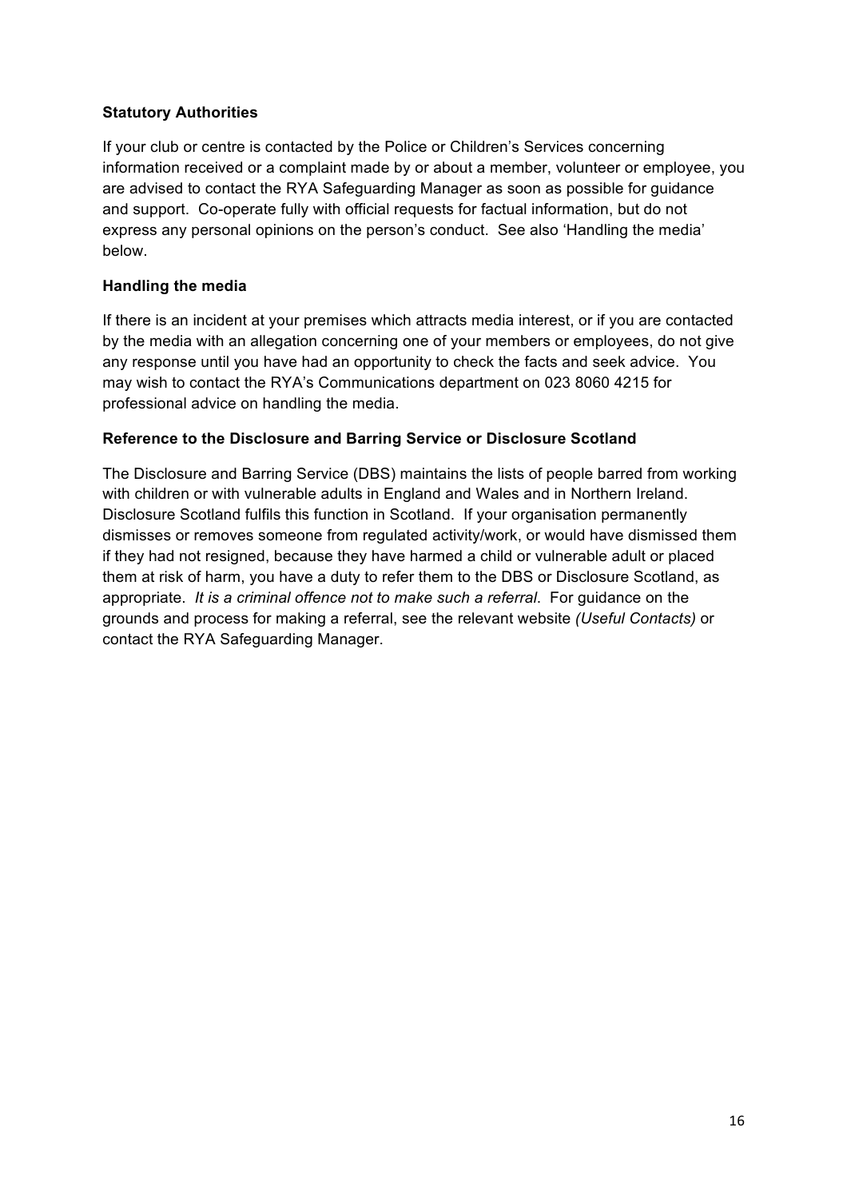**Statutory Authorities**

If your club or centre is contacted by the Police or Children's Services concerning information received or a complaint made by or about a member, volunteer or employee, you are advised to contact the RYA Safeguarding Manager as soon as possible for guidance and support. Co-operate fully with official requests for factual information, but do not express any personal opinions on the person's conduct. See also 'Handling the media' below.

**Handling the media**

If there is an incident at your premises which attracts media interest, or if you are contacted by the media with an allegation concerning one of your members or employees, do not give any response until you have had an opportunity to check the facts and seek advice. You may wish to contact the RYA's Communications department on 023 8060 4215 for professional advice on handling the media.

**Reference to the Disclosure and Barring Service or Disclosure Scotland**

The Disclosure and Barring Service (DBS) maintains the lists of people barred from working with children or with vulnerable adults in England and Wales and in Northern Ireland. Disclosure Scotland fulfils this function in Scotland. If your organisation permanently dismisses or removes someone from regulated activity/work, or would have dismissed them if they had not resigned, because they have harmed a child or vulnerable adult or placed them at risk of harm, you have a duty to refer them to the DBS or Disclosure Scotland, as appropriate. *It is a criminal offence not to make such a referral*. For guidance on the grounds and process for making a referral, see the relevant website *(Useful Contacts)* or contact the RYA Safeguarding Manager.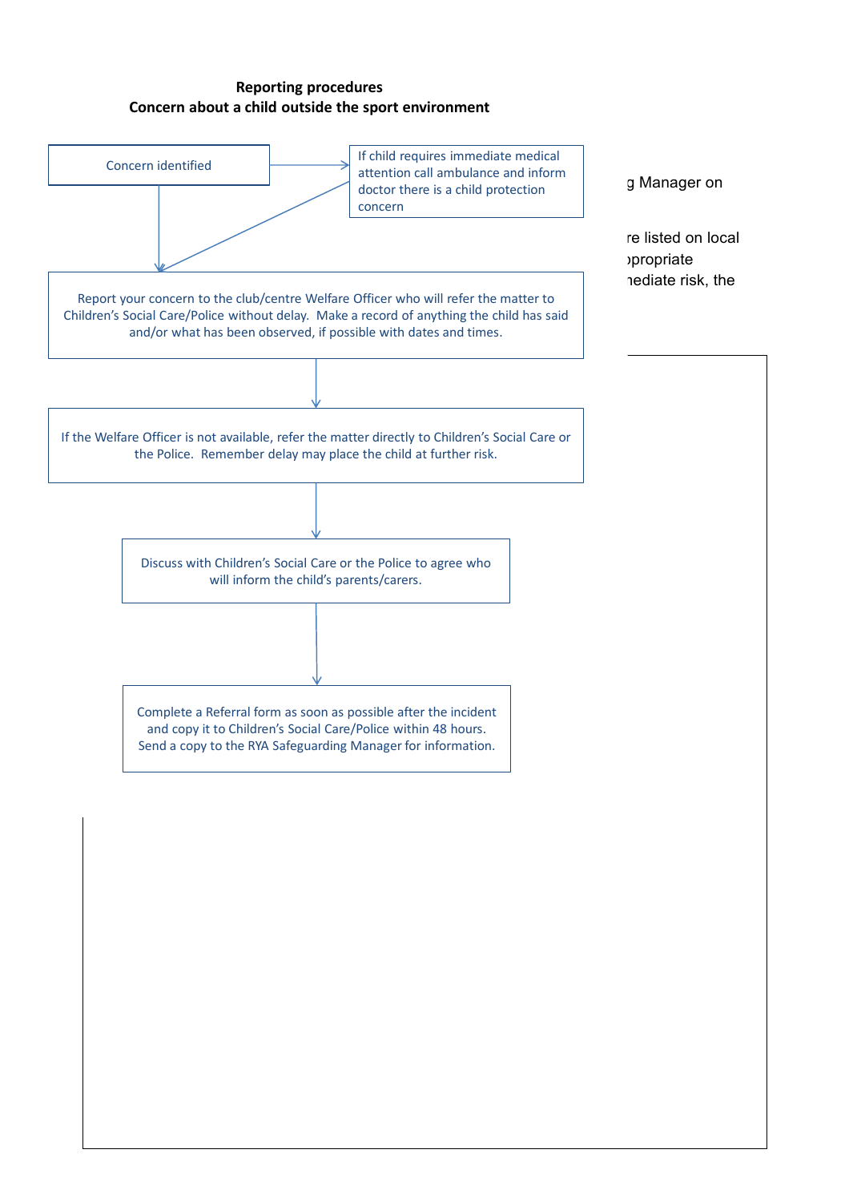**Reporting procedures**
**Concern about a child outside the sport environment**

Concern identified

If child requires immediate medical attention call ambulance and inform doctor there is a child protection concern

Report your concern to the club/centre Welfare Officer who will refer the matter to Children's Social Care/Police without delay. Make a record of anything the child has said and/or what has been observed, if possible with dates and times.

If the Welfare Officer is not available, refer the matter directly to Children's Social Care or the Police. Remember delay may place the child at further risk.

Discuss with Children's Social Care or the Police to agree who will inform the child's parents/carers.

Complete a Referral form as soon as possible after the incident and copy it to Children's Social Care/Police within 48 hours. Send a copy to the RYA Safeguarding Manager for information.

g Manager on

re listed on local
ppropriate
nediate risk, the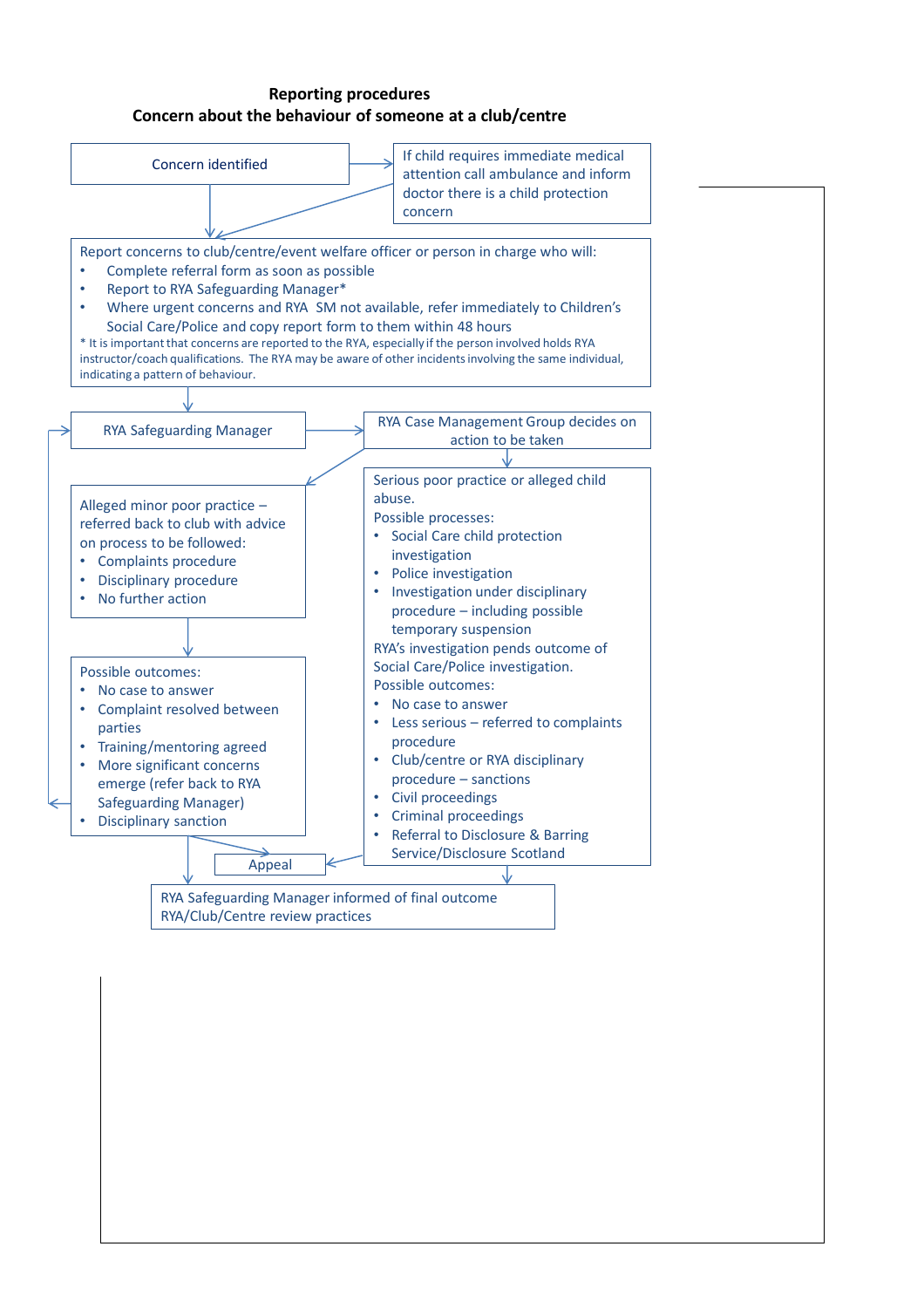## Reporting procedures

### Concern about the behaviour of someone at a club/centre

Concern identified

If child requires immediate medical attention call ambulance and inform doctor there is a child protection concern

Report concerns to club/centre/event welfare officer or person in charge who will:

- Complete referral form as soon as possible
- Report to RYA Safeguarding Manager*
- Where urgent concerns and RYA SM not available, refer immediately to Children's Social Care/Police and copy report form to them within 48 hours

\* It is important that concerns are reported to the RYA, especially if the person involved holds RYA instructor/coach qualifications. The RYA may be aware of other incidents involving the same individual, indicating a pattern of behaviour.

RYA Safeguarding Manager

RYA Case Management Group decides on action to be taken

Alleged minor poor practice – referred back to club with advice on process to be followed:

- Complaints procedure
- Disciplinary procedure
- No further action

Possible outcomes:

- No case to answer
- Complaint resolved between parties
- Training/mentoring agreed
- More significant concerns emerge (refer back to RYA Safeguarding Manager)
- Disciplinary sanction

Serious poor practice or alleged child abuse.

Possible processes:

- Social Care child protection investigation
- Police investigation
- Investigation under disciplinary procedure – including possible temporary suspension

RYA's investigation pends outcome of Social Care/Police investigation.

Possible outcomes:

- No case to answer
- Less serious – referred to complaints procedure
- Club/centre or RYA disciplinary procedure – sanctions
- Civil proceedings
- Criminal proceedings
- Referral to Disclosure & Barring Service/Disclosure Scotland

Appeal

RYA Safeguarding Manager informed of final outcome
RYA/Club/Centre review practices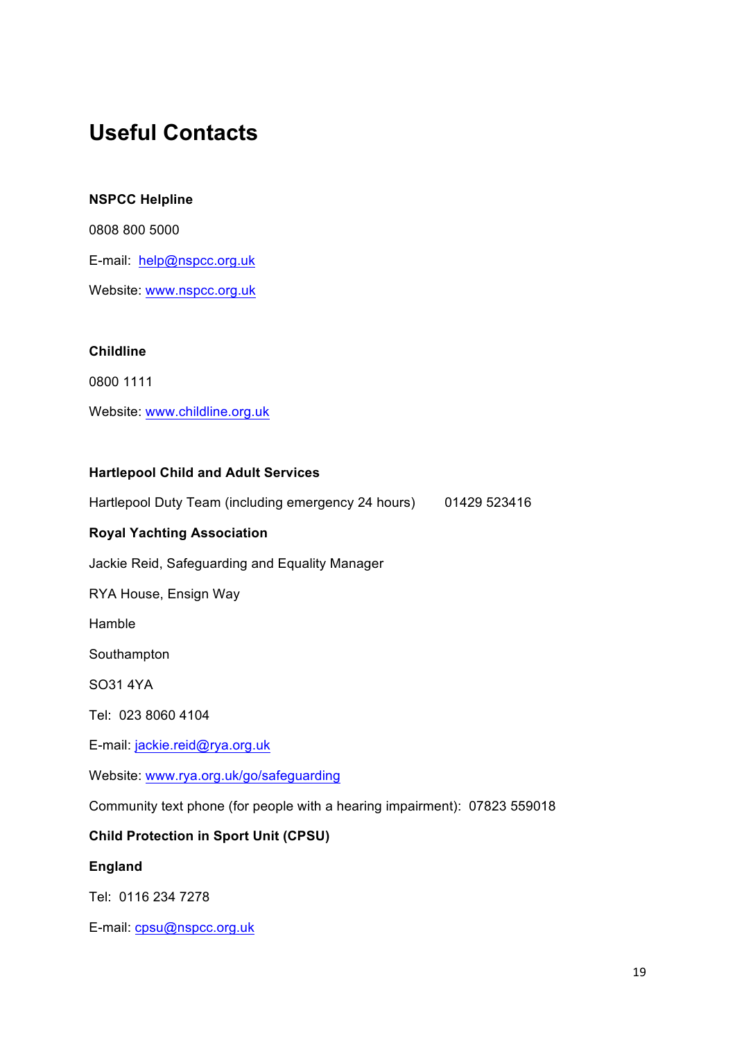# Useful Contacts

**NSPCC Helpline**

0808 800 5000

E-mail: help@nspcc.org.uk

Website: www.nspcc.org.uk

**Childline**

0800 1111

Website: www.childline.org.uk

**Hartlepool Child and Adult Services**

Hartlepool Duty Team (including emergency 24 hours) 01429 523416

**Royal Yachting Association**

Jackie Reid, Safeguarding and Equality Manager

RYA House, Ensign Way

Hamble

Southampton

SO31 4YA

Tel: 023 8060 4104

E-mail: jackie.reid@rya.org.uk

Website: www.rya.org.uk/go/safeguarding

Community text phone (for people with a hearing impairment): 07823 559018

**Child Protection in Sport Unit (CPSU)**

**England**

Tel: 0116 234 7278

E-mail: cpsu@nspcc.org.uk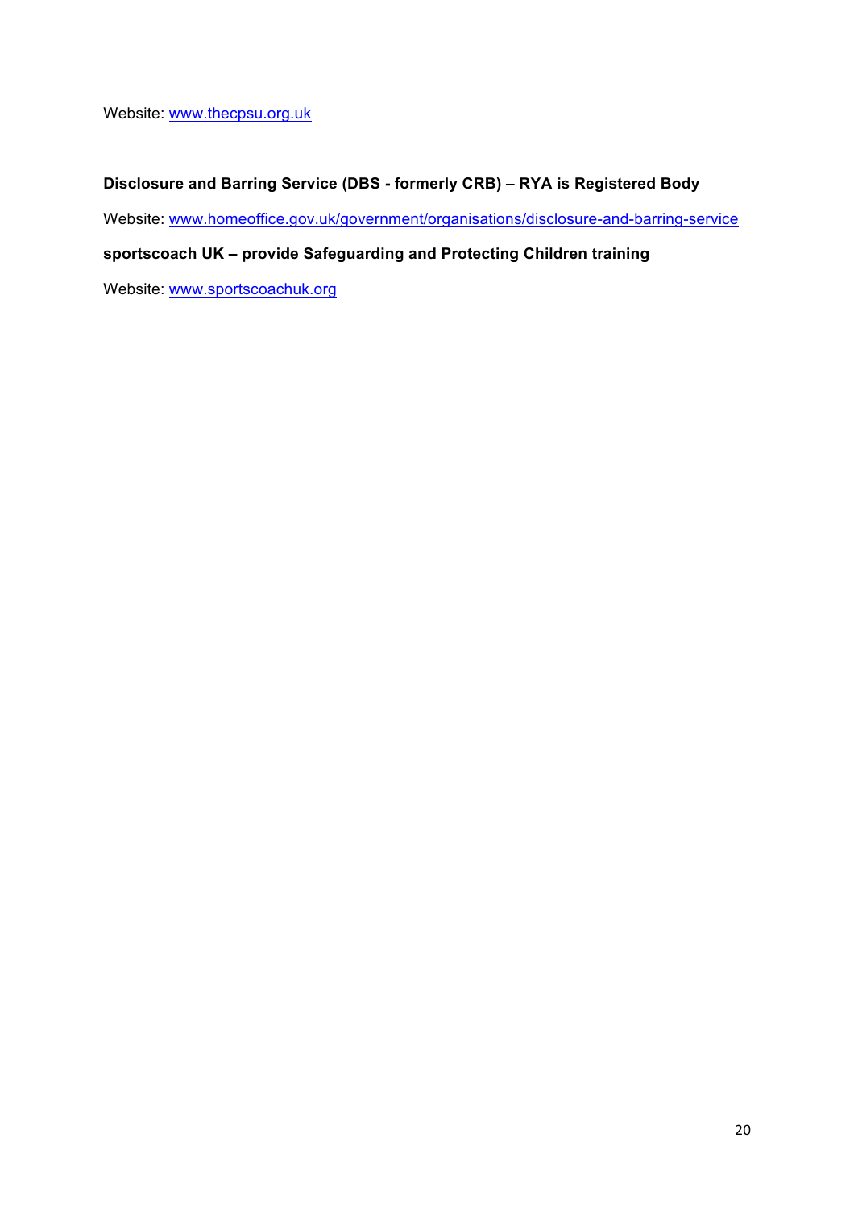Website: www.thecpsu.org.uk

**Disclosure and Barring Service (DBS - formerly CRB) – RYA is Registered Body**

Website: www.homeoffice.gov.uk/government/organisations/disclosure-and-barring-service

**sportscoach UK – provide Safeguarding and Protecting Children training**

Website: www.sportscoachuk.org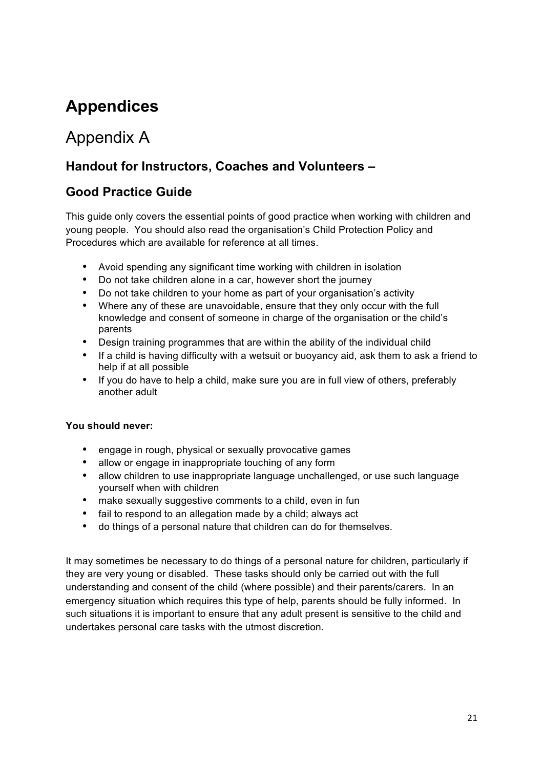# Appendices

## Appendix A

### Handout for Instructors, Coaches and Volunteers –

### Good Practice Guide

This guide only covers the essential points of good practice when working with children and young people. You should also read the organisation's Child Protection Policy and Procedures which are available for reference at all times.

- Avoid spending any significant time working with children in isolation
- Do not take children alone in a car, however short the journey
- Do not take children to your home as part of your organisation's activity
- Where any of these are unavoidable, ensure that they only occur with the full knowledge and consent of someone in charge of the organisation or the child's parents
- Design training programmes that are within the ability of the individual child
- If a child is having difficulty with a wetsuit or buoyancy aid, ask them to ask a friend to help if at all possible
- If you do have to help a child, make sure you are in full view of others, preferably another adult

**You should never:**

- engage in rough, physical or sexually provocative games
- allow or engage in inappropriate touching of any form
- allow children to use inappropriate language unchallenged, or use such language yourself when with children
- make sexually suggestive comments to a child, even in fun
- fail to respond to an allegation made by a child; always act
- do things of a personal nature that children can do for themselves.

It may sometimes be necessary to do things of a personal nature for children, particularly if they are very young or disabled. These tasks should only be carried out with the full understanding and consent of the child (where possible) and their parents/carers. In an emergency situation which requires this type of help, parents should be fully informed. In such situations it is important to ensure that any adult present is sensitive to the child and undertakes personal care tasks with the utmost discretion.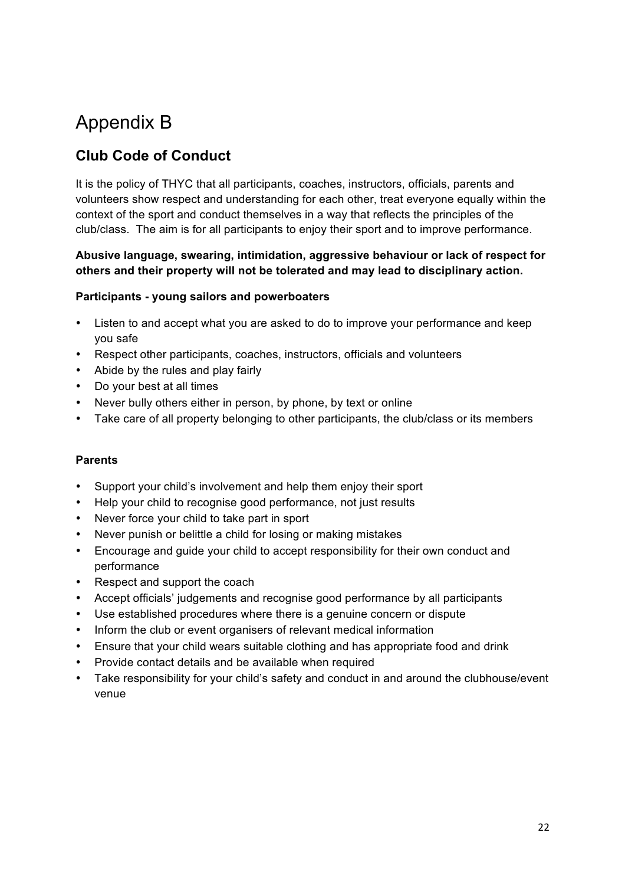# Appendix B

## Club Code of Conduct

It is the policy of THYC that all participants, coaches, instructors, officials, parents and volunteers show respect and understanding for each other, treat everyone equally within the context of the sport and conduct themselves in a way that reflects the principles of the club/class. The aim is for all participants to enjoy their sport and to improve performance.

**Abusive language, swearing, intimidation, aggressive behaviour or lack of respect for others and their property will not be tolerated and may lead to disciplinary action.**

**Participants - young sailors and powerboaters**

- Listen to and accept what you are asked to do to improve your performance and keep you safe
- Respect other participants, coaches, instructors, officials and volunteers
- Abide by the rules and play fairly
- Do your best at all times
- Never bully others either in person, by phone, by text or online
- Take care of all property belonging to other participants, the club/class or its members

**Parents**

- Support your child's involvement and help them enjoy their sport
- Help your child to recognise good performance, not just results
- Never force your child to take part in sport
- Never punish or belittle a child for losing or making mistakes
- Encourage and guide your child to accept responsibility for their own conduct and performance
- Respect and support the coach
- Accept officials' judgements and recognise good performance by all participants
- Use established procedures where there is a genuine concern or dispute
- Inform the club or event organisers of relevant medical information
- Ensure that your child wears suitable clothing and has appropriate food and drink
- Provide contact details and be available when required
- Take responsibility for your child's safety and conduct in and around the clubhouse/event venue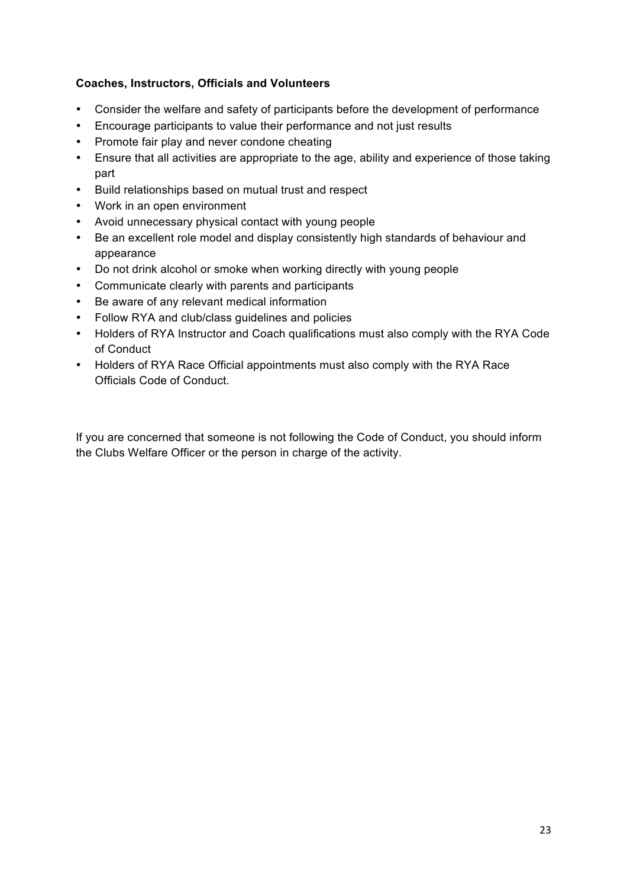**Coaches, Instructors, Officials and Volunteers**

- Consider the welfare and safety of participants before the development of performance
- Encourage participants to value their performance and not just results
- Promote fair play and never condone cheating
- Ensure that all activities are appropriate to the age, ability and experience of those taking part
- Build relationships based on mutual trust and respect
- Work in an open environment
- Avoid unnecessary physical contact with young people
- Be an excellent role model and display consistently high standards of behaviour and appearance
- Do not drink alcohol or smoke when working directly with young people
- Communicate clearly with parents and participants
- Be aware of any relevant medical information
- Follow RYA and club/class guidelines and policies
- Holders of RYA Instructor and Coach qualifications must also comply with the RYA Code of Conduct
- Holders of RYA Race Official appointments must also comply with the RYA Race Officials Code of Conduct.

If you are concerned that someone is not following the Code of Conduct, you should inform the Clubs Welfare Officer or the person in charge of the activity.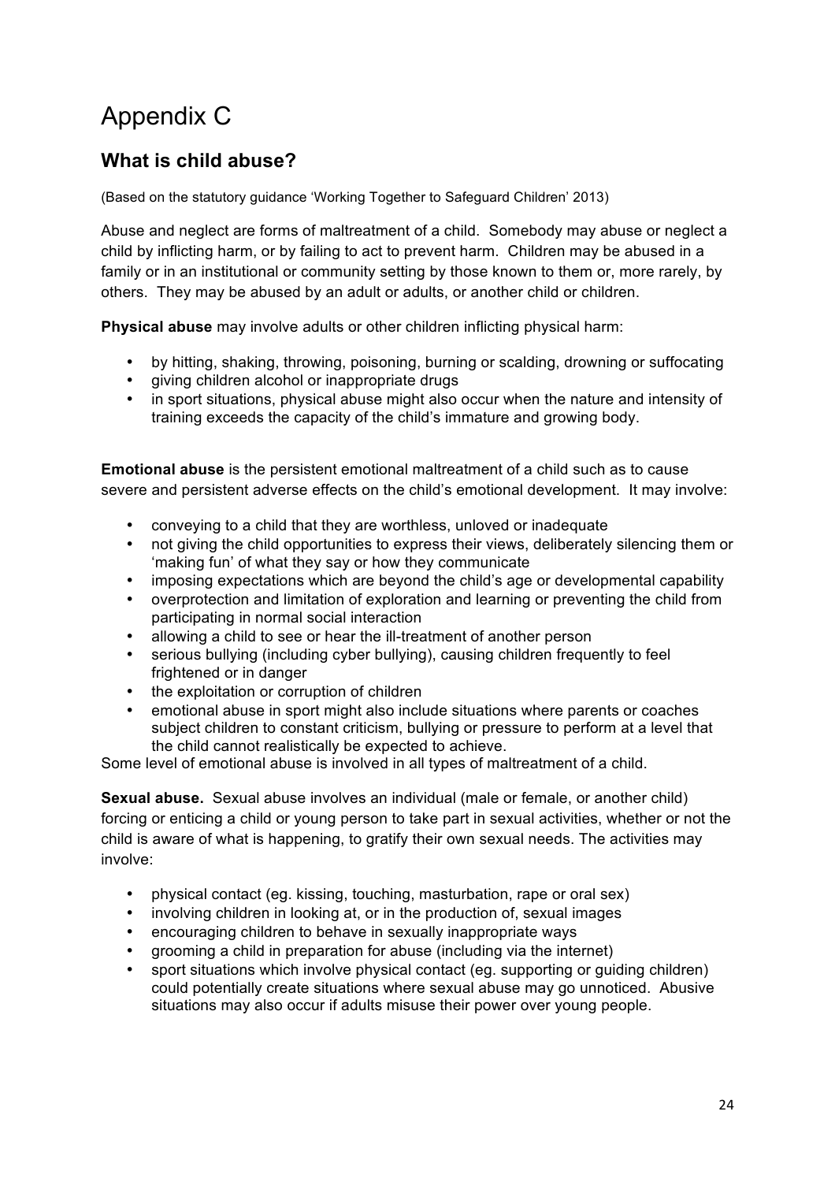# Appendix C

## What is child abuse?

(Based on the statutory guidance 'Working Together to Safeguard Children' 2013)

Abuse and neglect are forms of maltreatment of a child. Somebody may abuse or neglect a child by inflicting harm, or by failing to act to prevent harm. Children may be abused in a family or in an institutional or community setting by those known to them or, more rarely, by others. They may be abused by an adult or adults, or another child or children.

**Physical abuse** may involve adults or other children inflicting physical harm:

- by hitting, shaking, throwing, poisoning, burning or scalding, drowning or suffocating
- giving children alcohol or inappropriate drugs
- in sport situations, physical abuse might also occur when the nature and intensity of training exceeds the capacity of the child's immature and growing body.

**Emotional abuse** is the persistent emotional maltreatment of a child such as to cause severe and persistent adverse effects on the child's emotional development. It may involve:

- conveying to a child that they are worthless, unloved or inadequate
- not giving the child opportunities to express their views, deliberately silencing them or 'making fun' of what they say or how they communicate
- imposing expectations which are beyond the child's age or developmental capability
- overprotection and limitation of exploration and learning or preventing the child from participating in normal social interaction
- allowing a child to see or hear the ill-treatment of another person
- serious bullying (including cyber bullying), causing children frequently to feel frightened or in danger
- the exploitation or corruption of children
- emotional abuse in sport might also include situations where parents or coaches subject children to constant criticism, bullying or pressure to perform at a level that the child cannot realistically be expected to achieve.

Some level of emotional abuse is involved in all types of maltreatment of a child.

**Sexual abuse.** Sexual abuse involves an individual (male or female, or another child) forcing or enticing a child or young person to take part in sexual activities, whether or not the child is aware of what is happening, to gratify their own sexual needs. The activities may involve:

- physical contact (eg. kissing, touching, masturbation, rape or oral sex)
- involving children in looking at, or in the production of, sexual images
- encouraging children to behave in sexually inappropriate ways
- grooming a child in preparation for abuse (including via the internet)
- sport situations which involve physical contact (eg. supporting or guiding children) could potentially create situations where sexual abuse may go unnoticed. Abusive situations may also occur if adults misuse their power over young people.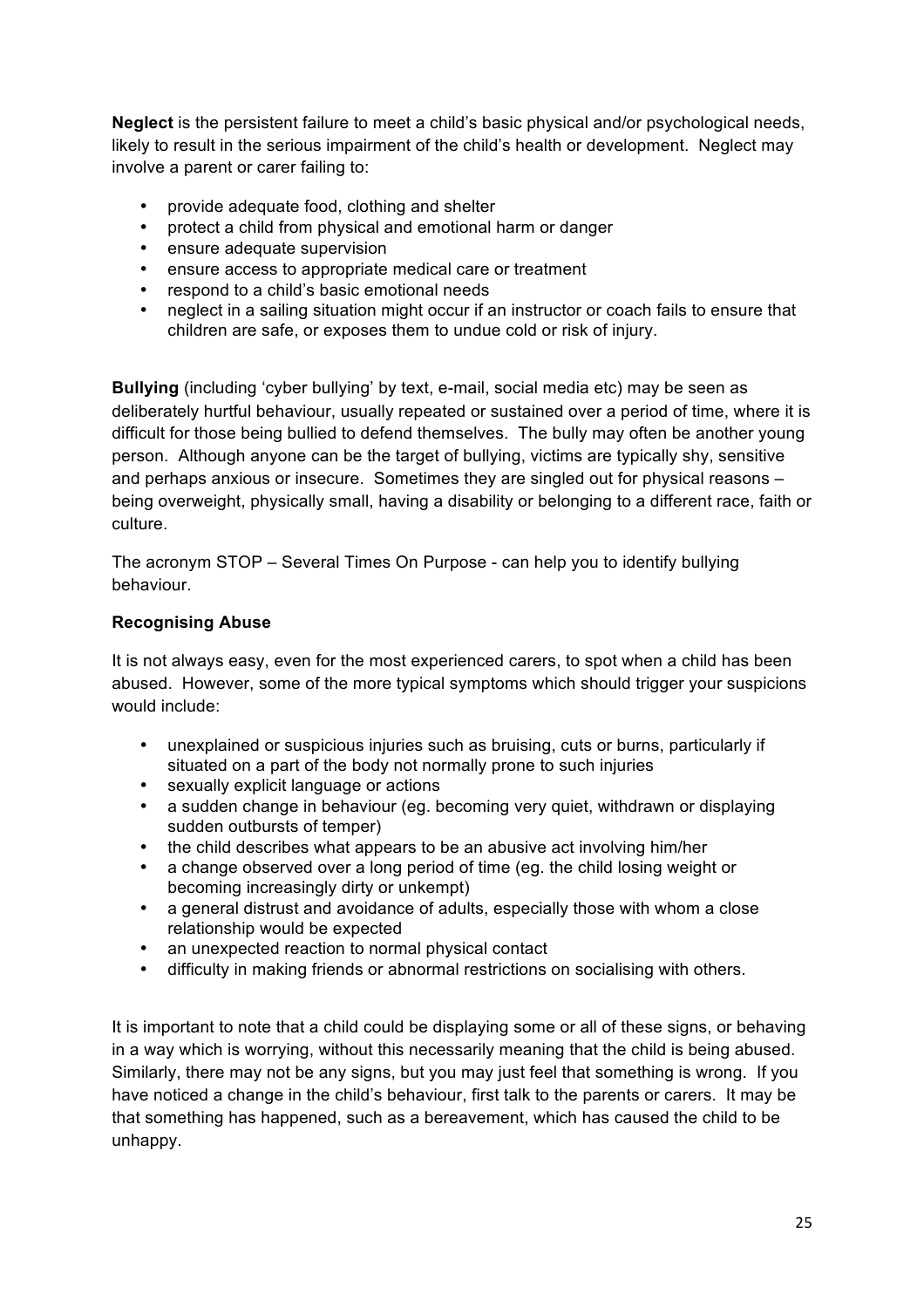**Neglect** is the persistent failure to meet a child's basic physical and/or psychological needs, likely to result in the serious impairment of the child's health or development. Neglect may involve a parent or carer failing to:

- provide adequate food, clothing and shelter
- protect a child from physical and emotional harm or danger
- ensure adequate supervision
- ensure access to appropriate medical care or treatment
- respond to a child's basic emotional needs
- neglect in a sailing situation might occur if an instructor or coach fails to ensure that children are safe, or exposes them to undue cold or risk of injury.

**Bullying** (including 'cyber bullying' by text, e-mail, social media etc) may be seen as deliberately hurtful behaviour, usually repeated or sustained over a period of time, where it is difficult for those being bullied to defend themselves. The bully may often be another young person. Although anyone can be the target of bullying, victims are typically shy, sensitive and perhaps anxious or insecure. Sometimes they are singled out for physical reasons – being overweight, physically small, having a disability or belonging to a different race, faith or culture.

The acronym STOP – Several Times On Purpose - can help you to identify bullying behaviour.

**Recognising Abuse**

It is not always easy, even for the most experienced carers, to spot when a child has been abused. However, some of the more typical symptoms which should trigger your suspicions would include:

- unexplained or suspicious injuries such as bruising, cuts or burns, particularly if situated on a part of the body not normally prone to such injuries
- sexually explicit language or actions
- a sudden change in behaviour (eg. becoming very quiet, withdrawn or displaying sudden outbursts of temper)
- the child describes what appears to be an abusive act involving him/her
- a change observed over a long period of time (eg. the child losing weight or becoming increasingly dirty or unkempt)
- a general distrust and avoidance of adults, especially those with whom a close relationship would be expected
- an unexpected reaction to normal physical contact
- difficulty in making friends or abnormal restrictions on socialising with others.

It is important to note that a child could be displaying some or all of these signs, or behaving in a way which is worrying, without this necessarily meaning that the child is being abused. Similarly, there may not be any signs, but you may just feel that something is wrong. If you have noticed a change in the child's behaviour, first talk to the parents or carers. It may be that something has happened, such as a bereavement, which has caused the child to be unhappy.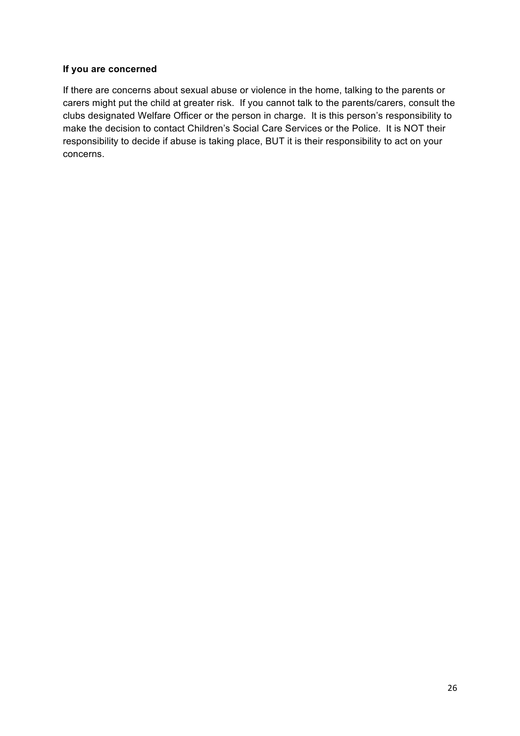**If you are concerned**

If there are concerns about sexual abuse or violence in the home, talking to the parents or carers might put the child at greater risk. If you cannot talk to the parents/carers, consult the clubs designated Welfare Officer or the person in charge. It is this person's responsibility to make the decision to contact Children's Social Care Services or the Police. It is NOT their responsibility to decide if abuse is taking place, BUT it is their responsibility to act on your concerns.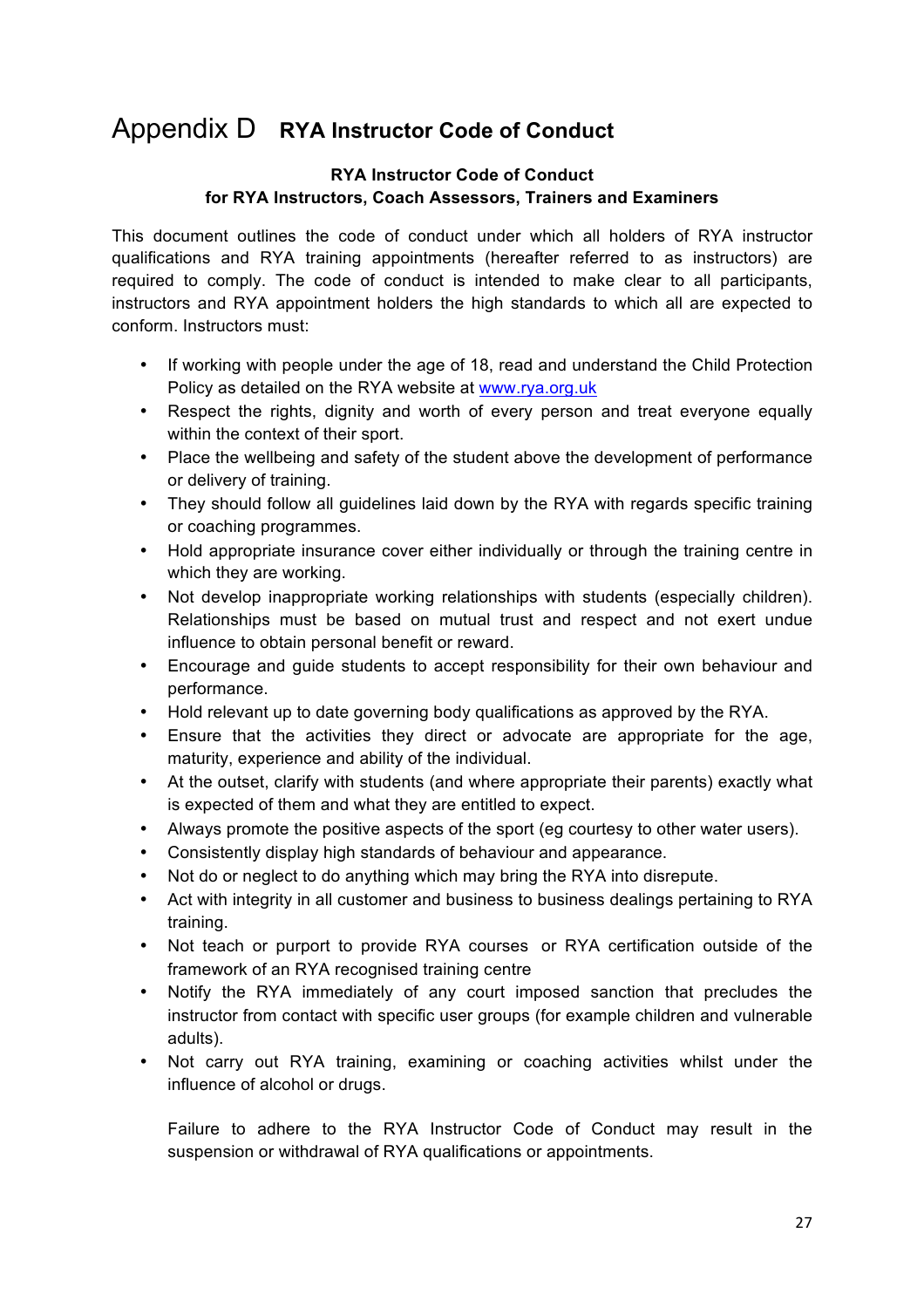# Appendix D **RYA Instructor Code of Conduct**

**RYA Instructor Code of Conduct**
**for RYA Instructors, Coach Assessors, Trainers and Examiners**

This document outlines the code of conduct under which all holders of RYA instructor qualifications and RYA training appointments (hereafter referred to as instructors) are required to comply. The code of conduct is intended to make clear to all participants, instructors and RYA appointment holders the high standards to which all are expected to conform. Instructors must:

- If working with people under the age of 18, read and understand the Child Protection Policy as detailed on the RYA website at www.rya.org.uk
- Respect the rights, dignity and worth of every person and treat everyone equally within the context of their sport.
- Place the wellbeing and safety of the student above the development of performance or delivery of training.
- They should follow all guidelines laid down by the RYA with regards specific training or coaching programmes.
- Hold appropriate insurance cover either individually or through the training centre in which they are working.
- Not develop inappropriate working relationships with students (especially children). Relationships must be based on mutual trust and respect and not exert undue influence to obtain personal benefit or reward.
- Encourage and guide students to accept responsibility for their own behaviour and performance.
- Hold relevant up to date governing body qualifications as approved by the RYA.
- Ensure that the activities they direct or advocate are appropriate for the age, maturity, experience and ability of the individual.
- At the outset, clarify with students (and where appropriate their parents) exactly what is expected of them and what they are entitled to expect.
- Always promote the positive aspects of the sport (eg courtesy to other water users).
- Consistently display high standards of behaviour and appearance.
- Not do or neglect to do anything which may bring the RYA into disrepute.
- Act with integrity in all customer and business to business dealings pertaining to RYA training.
- Not teach or purport to provide RYA courses or RYA certification outside of the framework of an RYA recognised training centre
- Notify the RYA immediately of any court imposed sanction that precludes the instructor from contact with specific user groups (for example children and vulnerable adults).
- Not carry out RYA training, examining or coaching activities whilst under the influence of alcohol or drugs.

Failure to adhere to the RYA Instructor Code of Conduct may result in the suspension or withdrawal of RYA qualifications or appointments.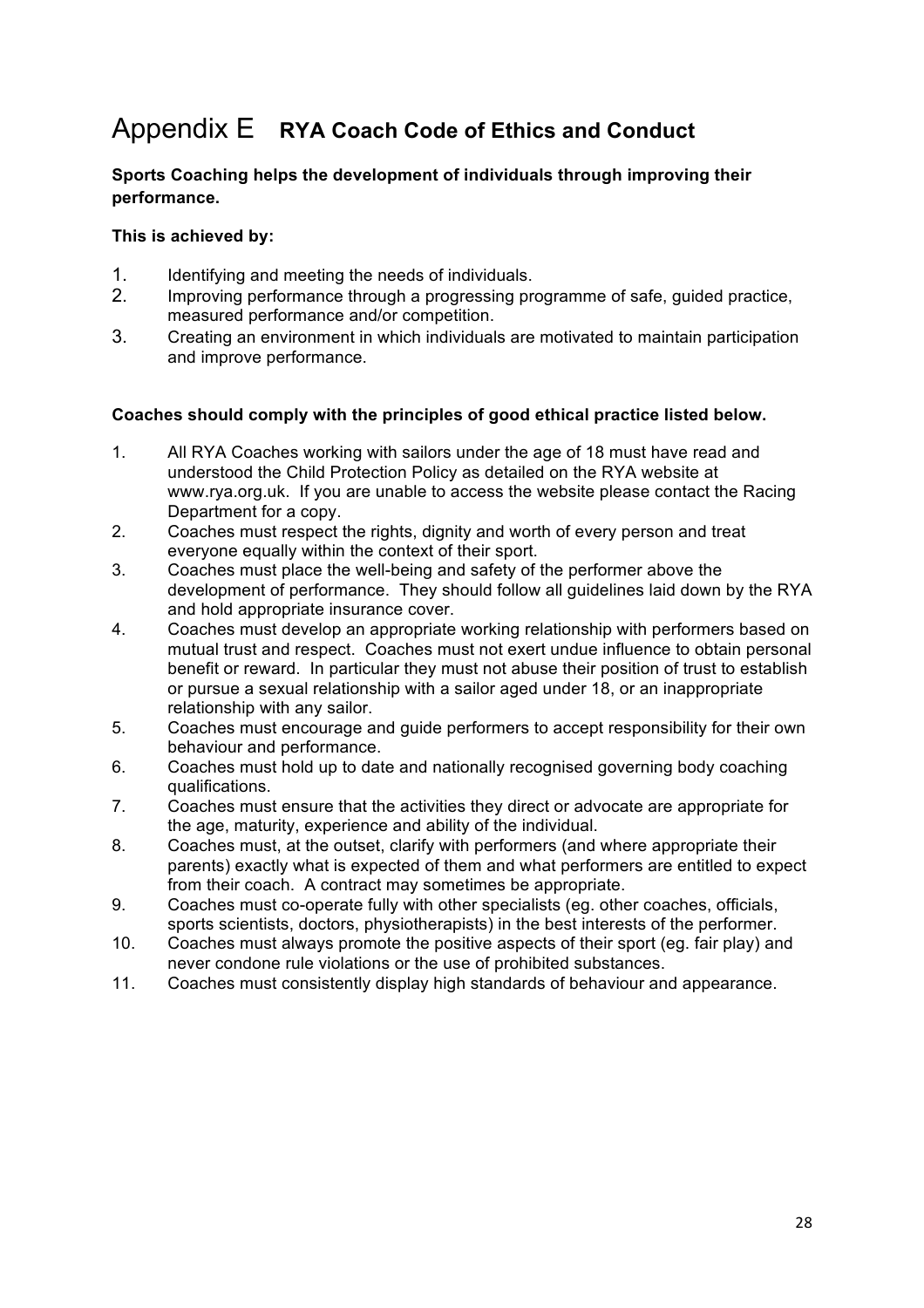# Appendix E **RYA Coach Code of Ethics and Conduct**

**Sports Coaching helps the development of individuals through improving their performance.**

**This is achieved by:**

1. Identifying and meeting the needs of individuals.
2. Improving performance through a progressing programme of safe, guided practice, measured performance and/or competition.
3. Creating an environment in which individuals are motivated to maintain participation and improve performance.

**Coaches should comply with the principles of good ethical practice listed below.**

1. All RYA Coaches working with sailors under the age of 18 must have read and understood the Child Protection Policy as detailed on the RYA website at www.rya.org.uk. If you are unable to access the website please contact the Racing Department for a copy.
2. Coaches must respect the rights, dignity and worth of every person and treat everyone equally within the context of their sport.
3. Coaches must place the well-being and safety of the performer above the development of performance. They should follow all guidelines laid down by the RYA and hold appropriate insurance cover.
4. Coaches must develop an appropriate working relationship with performers based on mutual trust and respect. Coaches must not exert undue influence to obtain personal benefit or reward. In particular they must not abuse their position of trust to establish or pursue a sexual relationship with a sailor aged under 18, or an inappropriate relationship with any sailor.
5. Coaches must encourage and guide performers to accept responsibility for their own behaviour and performance.
6. Coaches must hold up to date and nationally recognised governing body coaching qualifications.
7. Coaches must ensure that the activities they direct or advocate are appropriate for the age, maturity, experience and ability of the individual.
8. Coaches must, at the outset, clarify with performers (and where appropriate their parents) exactly what is expected of them and what performers are entitled to expect from their coach. A contract may sometimes be appropriate.
9. Coaches must co-operate fully with other specialists (eg. other coaches, officials, sports scientists, doctors, physiotherapists) in the best interests of the performer.
10. Coaches must always promote the positive aspects of their sport (eg. fair play) and never condone rule violations or the use of prohibited substances.
11. Coaches must consistently display high standards of behaviour and appearance.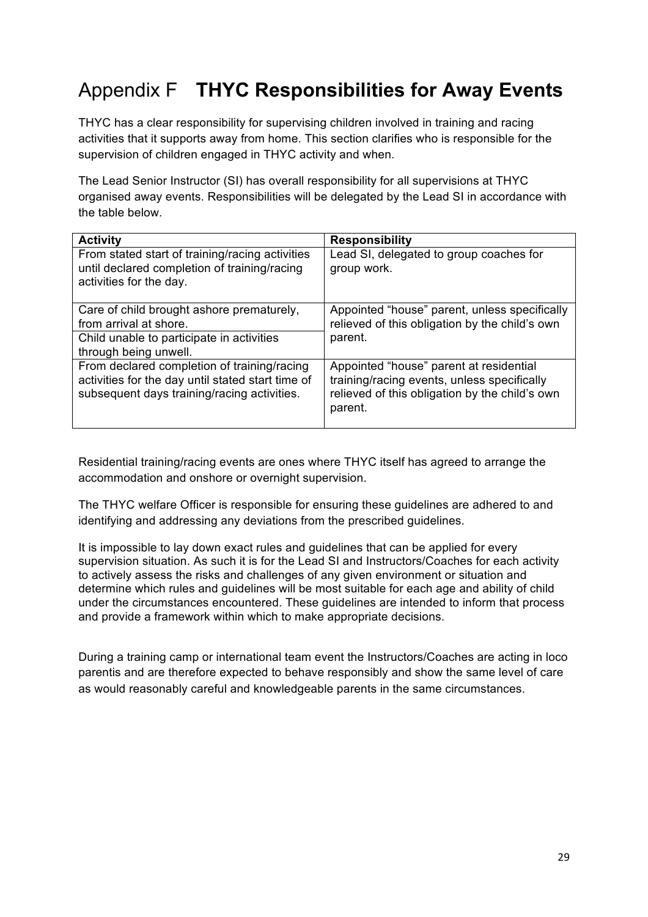# Appendix F **THYC Responsibilities for Away Events**

THYC has a clear responsibility for supervising children involved in training and racing activities that it supports away from home. This section clarifies who is responsible for the supervision of children engaged in THYC activity and when.

The Lead Senior Instructor (SI) has overall responsibility for all supervisions at THYC organised away events. Responsibilities will be delegated by the Lead SI in accordance with the table below.

| Activity | Responsibility |
|---|---|
| From stated start of training/racing activities until declared completion of training/racing activities for the day. | Lead SI, delegated to group coaches for group work. |
| Care of child brought ashore prematurely, from arrival at shore. | Appointed "house" parent, unless specifically relieved of this obligation by the child's own parent. |
| Child unable to participate in activities through being unwell. | |
| From declared completion of training/racing activities for the day until stated start time of subsequent days training/racing activities. | Appointed "house" parent at residential training/racing events, unless specifically relieved of this obligation by the child's own parent. |

Residential training/racing events are ones where THYC itself has agreed to arrange the accommodation and onshore or overnight supervision.

The THYC welfare Officer is responsible for ensuring these guidelines are adhered to and identifying and addressing any deviations from the prescribed guidelines.

It is impossible to lay down exact rules and guidelines that can be applied for every supervision situation. As such it is for the Lead SI and Instructors/Coaches for each activity to actively assess the risks and challenges of any given environment or situation and determine which rules and guidelines will be most suitable for each age and ability of child under the circumstances encountered. These guidelines are intended to inform that process and provide a framework within which to make appropriate decisions.

During a training camp or international team event the Instructors/Coaches are acting in loco parentis and are therefore expected to behave responsibly and show the same level of care as would reasonably careful and knowledgeable parents in the same circumstances.